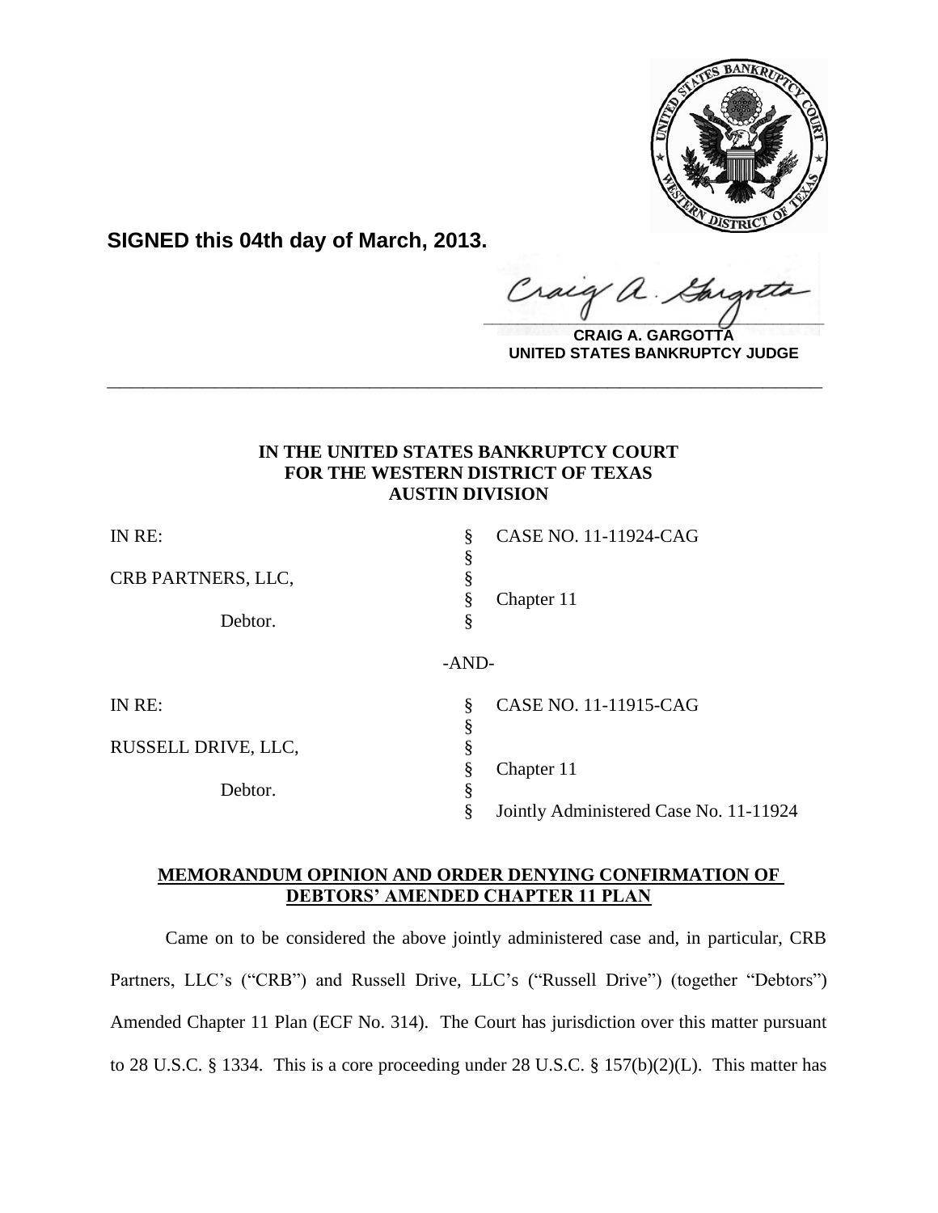**SIGNED this 04th day of March, 2013.**

**CRAIG A. GARGOTTA**
**UNITED STATES BANKRUPTCY JUDGE**

---

**IN THE UNITED STATES BANKRUPTCY COURT**
**FOR THE WESTERN DISTRICT OF TEXAS**
**AUSTIN DIVISION**

| | | |
|---|---|---|
| IN RE: | § | CASE NO. 11-11924-CAG |
| | § | |
| CRB PARTNERS, LLC, | § | |
| | § | Chapter 11 |
| Debtor. | § | |

-AND-

| | | |
|---|---|---|
| IN RE: | § | CASE NO. 11-11915-CAG |
| | § | |
| RUSSELL DRIVE, LLC, | § | |
| | § | Chapter 11 |
| Debtor. | § | |
| | § | Jointly Administered Case No. 11-11924 |

**MEMORANDUM OPINION AND ORDER DENYING CONFIRMATION OF DEBTORS' AMENDED CHAPTER 11 PLAN**

Came on to be considered the above jointly administered case and, in particular, CRB Partners, LLC's ("CRB") and Russell Drive, LLC's ("Russell Drive") (together "Debtors") Amended Chapter 11 Plan (ECF No. 314). The Court has jurisdiction over this matter pursuant to 28 U.S.C. § 1334. This is a core proceeding under 28 U.S.C. § 157(b)(2)(L). This matter has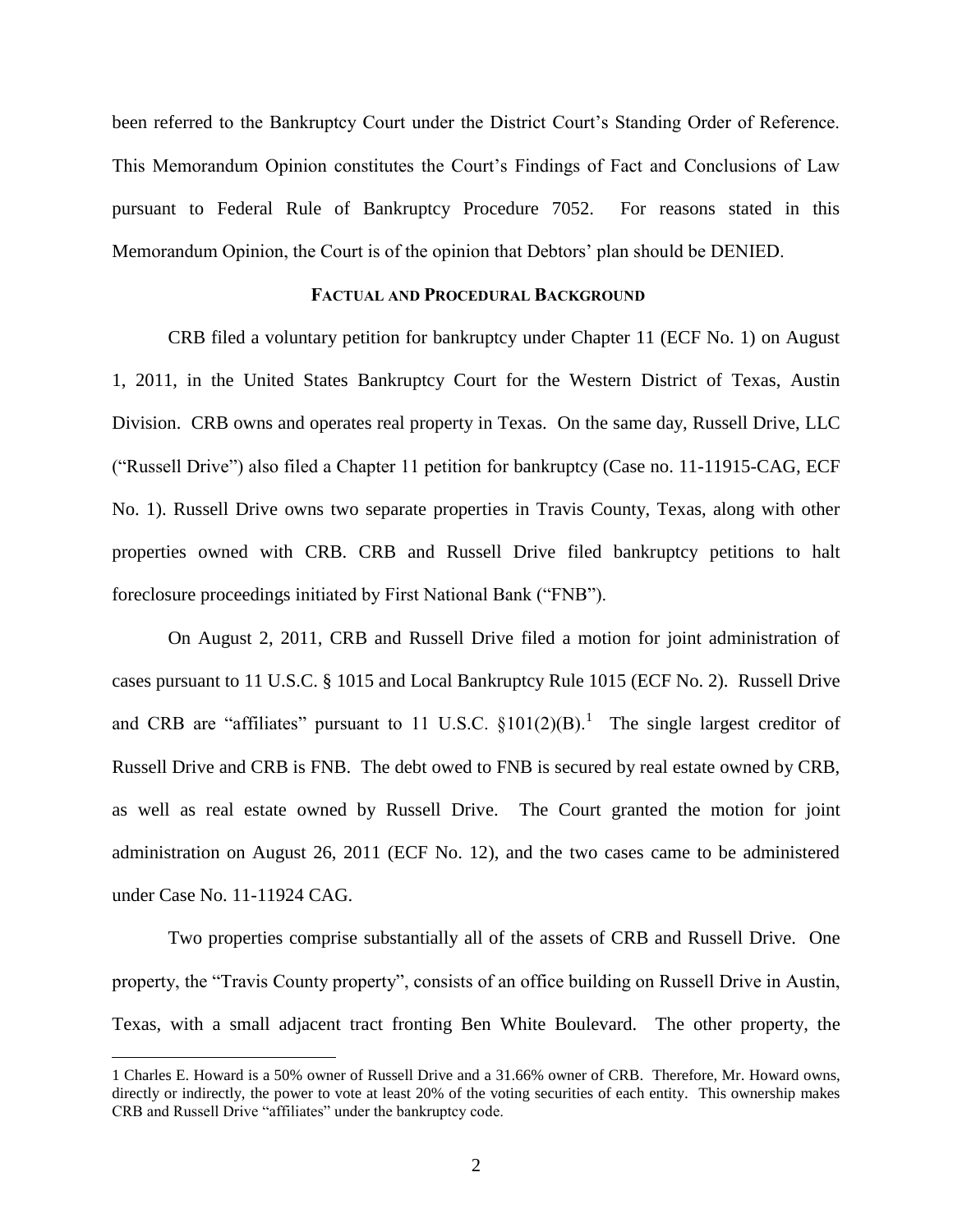been referred to the Bankruptcy Court under the District Court's Standing Order of Reference. This Memorandum Opinion constitutes the Court's Findings of Fact and Conclusions of Law pursuant to Federal Rule of Bankruptcy Procedure 7052. For reasons stated in this Memorandum Opinion, the Court is of the opinion that Debtors' plan should be DENIED.

## FACTUAL AND PROCEDURAL BACKGROUND

CRB filed a voluntary petition for bankruptcy under Chapter 11 (ECF No. 1) on August 1, 2011, in the United States Bankruptcy Court for the Western District of Texas, Austin Division. CRB owns and operates real property in Texas. On the same day, Russell Drive, LLC ("Russell Drive") also filed a Chapter 11 petition for bankruptcy (Case no. 11-11915-CAG, ECF No. 1). Russell Drive owns two separate properties in Travis County, Texas, along with other properties owned with CRB. CRB and Russell Drive filed bankruptcy petitions to halt foreclosure proceedings initiated by First National Bank ("FNB").

On August 2, 2011, CRB and Russell Drive filed a motion for joint administration of cases pursuant to 11 U.S.C. § 1015 and Local Bankruptcy Rule 1015 (ECF No. 2). Russell Drive and CRB are "affiliates" pursuant to 11 U.S.C. §101(2)(B).[1] The single largest creditor of Russell Drive and CRB is FNB. The debt owed to FNB is secured by real estate owned by CRB, as well as real estate owned by Russell Drive. The Court granted the motion for joint administration on August 26, 2011 (ECF No. 12), and the two cases came to be administered under Case No. 11-11924 CAG.

Two properties comprise substantially all of the assets of CRB and Russell Drive. One property, the "Travis County property", consists of an office building on Russell Drive in Austin, Texas, with a small adjacent tract fronting Ben White Boulevard. The other property, the

---

1 Charles E. Howard is a 50% owner of Russell Drive and a 31.66% owner of CRB. Therefore, Mr. Howard owns, directly or indirectly, the power to vote at least 20% of the voting securities of each entity. This ownership makes CRB and Russell Drive "affiliates" under the bankruptcy code.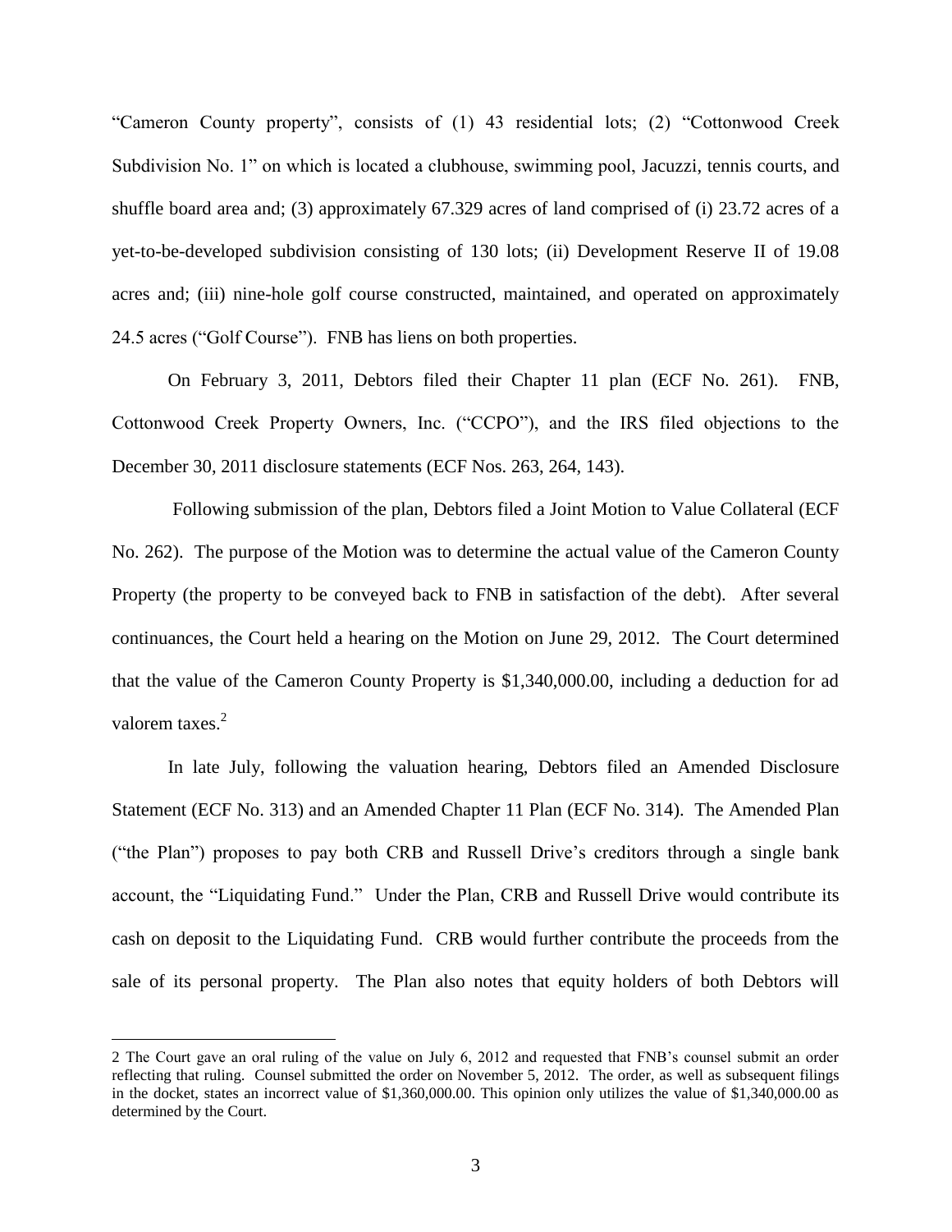"Cameron County property", consists of (1) 43 residential lots; (2) "Cottonwood Creek Subdivision No. 1" on which is located a clubhouse, swimming pool, Jacuzzi, tennis courts, and shuffle board area and; (3) approximately 67.329 acres of land comprised of (i) 23.72 acres of a yet-to-be-developed subdivision consisting of 130 lots; (ii) Development Reserve II of 19.08 acres and; (iii) nine-hole golf course constructed, maintained, and operated on approximately 24.5 acres ("Golf Course"). FNB has liens on both properties.

On February 3, 2011, Debtors filed their Chapter 11 plan (ECF No. 261). FNB, Cottonwood Creek Property Owners, Inc. ("CCPO"), and the IRS filed objections to the December 30, 2011 disclosure statements (ECF Nos. 263, 264, 143).

Following submission of the plan, Debtors filed a Joint Motion to Value Collateral (ECF No. 262). The purpose of the Motion was to determine the actual value of the Cameron County Property (the property to be conveyed back to FNB in satisfaction of the debt). After several continuances, the Court held a hearing on the Motion on June 29, 2012. The Court determined that the value of the Cameron County Property is $1,340,000.00, including a deduction for ad valorem taxes.[2]

In late July, following the valuation hearing, Debtors filed an Amended Disclosure Statement (ECF No. 313) and an Amended Chapter 11 Plan (ECF No. 314). The Amended Plan ("the Plan") proposes to pay both CRB and Russell Drive's creditors through a single bank account, the "Liquidating Fund." Under the Plan, CRB and Russell Drive would contribute its cash on deposit to the Liquidating Fund. CRB would further contribute the proceeds from the sale of its personal property. The Plan also notes that equity holders of both Debtors will

---

2 The Court gave an oral ruling of the value on July 6, 2012 and requested that FNB's counsel submit an order reflecting that ruling. Counsel submitted the order on November 5, 2012. The order, as well as subsequent filings in the docket, states an incorrect value of $1,360,000.00. This opinion only utilizes the value of $1,340,000.00 as determined by the Court.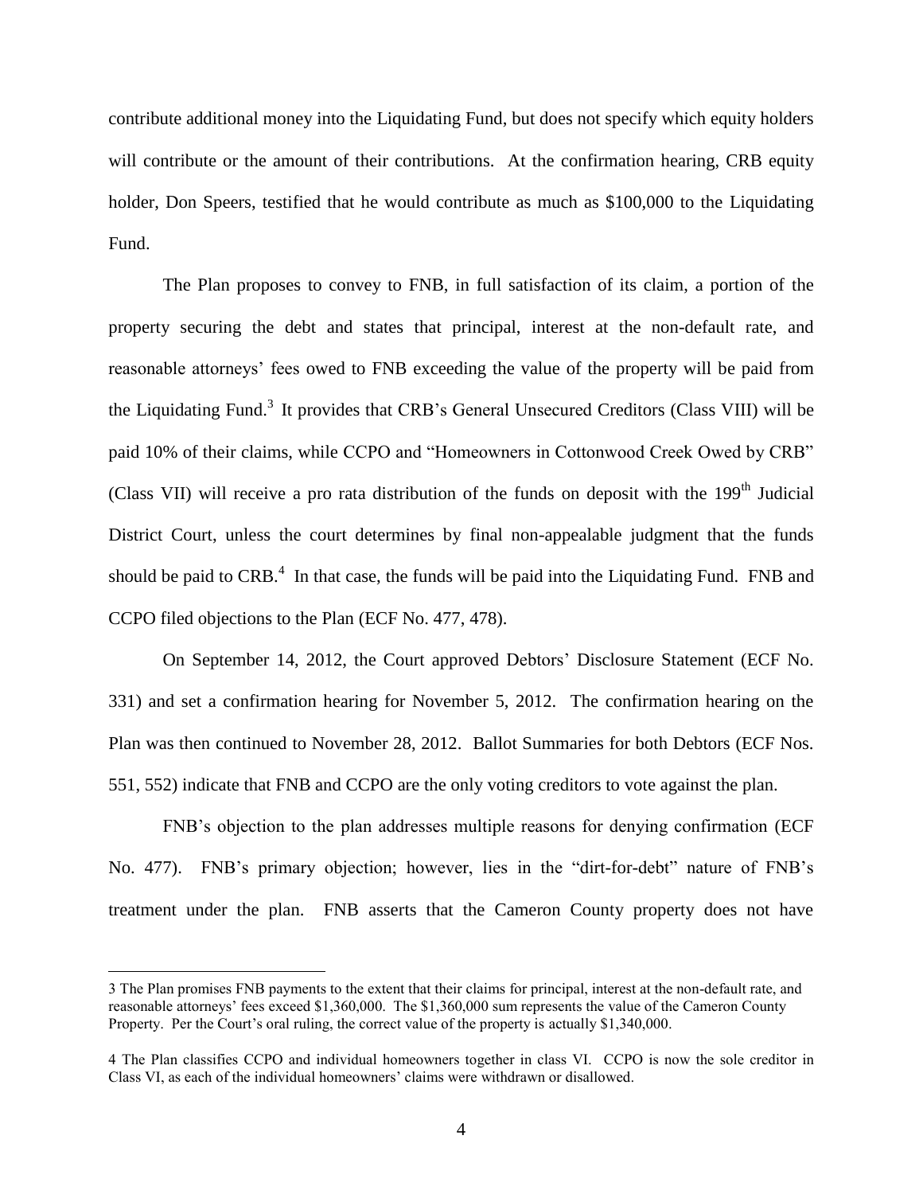contribute additional money into the Liquidating Fund, but does not specify which equity holders will contribute or the amount of their contributions. At the confirmation hearing, CRB equity holder, Don Speers, testified that he would contribute as much as $100,000 to the Liquidating Fund.

The Plan proposes to convey to FNB, in full satisfaction of its claim, a portion of the property securing the debt and states that principal, interest at the non-default rate, and reasonable attorneys' fees owed to FNB exceeding the value of the property will be paid from the Liquidating Fund.[3] It provides that CRB's General Unsecured Creditors (Class VIII) will be paid 10% of their claims, while CCPO and "Homeowners in Cottonwood Creek Owed by CRB" (Class VII) will receive a pro rata distribution of the funds on deposit with the 199th Judicial District Court, unless the court determines by final non-appealable judgment that the funds should be paid to CRB.[4] In that case, the funds will be paid into the Liquidating Fund. FNB and CCPO filed objections to the Plan (ECF No. 477, 478).

On September 14, 2012, the Court approved Debtors' Disclosure Statement (ECF No. 331) and set a confirmation hearing for November 5, 2012. The confirmation hearing on the Plan was then continued to November 28, 2012. Ballot Summaries for both Debtors (ECF Nos. 551, 552) indicate that FNB and CCPO are the only voting creditors to vote against the plan.

FNB's objection to the plan addresses multiple reasons for denying confirmation (ECF No. 477). FNB's primary objection; however, lies in the "dirt-for-debt" nature of FNB's treatment under the plan. FNB asserts that the Cameron County property does not have

---

3 The Plan promises FNB payments to the extent that their claims for principal, interest at the non-default rate, and reasonable attorneys' fees exceed $1,360,000. The $1,360,000 sum represents the value of the Cameron County Property. Per the Court's oral ruling, the correct value of the property is actually $1,340,000.

4 The Plan classifies CCPO and individual homeowners together in class VI. CCPO is now the sole creditor in Class VI, as each of the individual homeowners' claims were withdrawn or disallowed.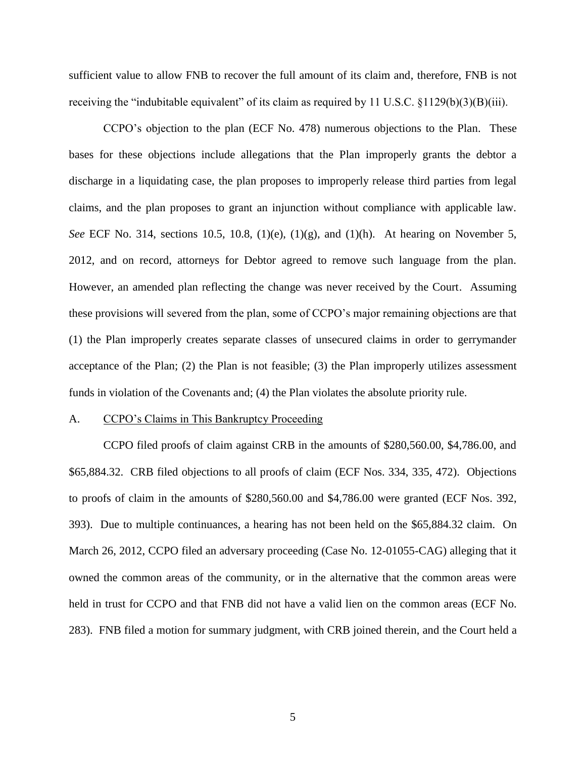sufficient value to allow FNB to recover the full amount of its claim and, therefore, FNB is not receiving the "indubitable equivalent" of its claim as required by 11 U.S.C. §1129(b)(3)(B)(iii).

CCPO's objection to the plan (ECF No. 478) numerous objections to the Plan. These bases for these objections include allegations that the Plan improperly grants the debtor a discharge in a liquidating case, the plan proposes to improperly release third parties from legal claims, and the plan proposes to grant an injunction without compliance with applicable law. *See* ECF No. 314, sections 10.5, 10.8, (1)(e), (1)(g), and (1)(h). At hearing on November 5, 2012, and on record, attorneys for Debtor agreed to remove such language from the plan. However, an amended plan reflecting the change was never received by the Court. Assuming these provisions will severed from the plan, some of CCPO's major remaining objections are that (1) the Plan improperly creates separate classes of unsecured claims in order to gerrymander acceptance of the Plan; (2) the Plan is not feasible; (3) the Plan improperly utilizes assessment funds in violation of the Covenants and; (4) the Plan violates the absolute priority rule.

A. <u>CCPO's Claims in This Bankruptcy Proceeding</u>

CCPO filed proofs of claim against CRB in the amounts of \$280,560.00, \$4,786.00, and \$65,884.32. CRB filed objections to all proofs of claim (ECF Nos. 334, 335, 472). Objections to proofs of claim in the amounts of \$280,560.00 and \$4,786.00 were granted (ECF Nos. 392, 393). Due to multiple continuances, a hearing has not been held on the \$65,884.32 claim. On March 26, 2012, CCPO filed an adversary proceeding (Case No. 12-01055-CAG) alleging that it owned the common areas of the community, or in the alternative that the common areas were held in trust for CCPO and that FNB did not have a valid lien on the common areas (ECF No. 283). FNB filed a motion for summary judgment, with CRB joined therein, and the Court held a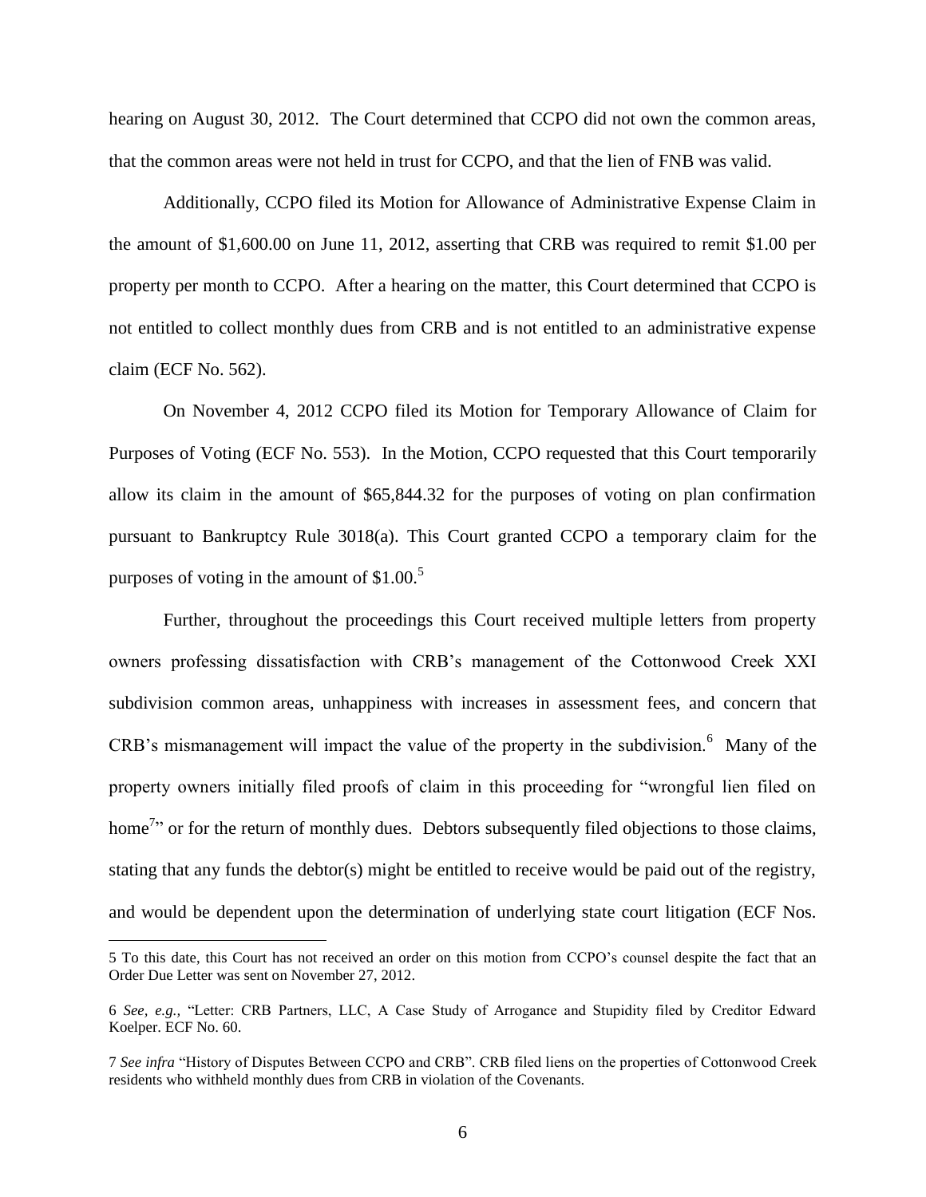hearing on August 30, 2012. The Court determined that CCPO did not own the common areas, that the common areas were not held in trust for CCPO, and that the lien of FNB was valid.

Additionally, CCPO filed its Motion for Allowance of Administrative Expense Claim in the amount of $1,600.00 on June 11, 2012, asserting that CRB was required to remit $1.00 per property per month to CCPO. After a hearing on the matter, this Court determined that CCPO is not entitled to collect monthly dues from CRB and is not entitled to an administrative expense claim (ECF No. 562).

On November 4, 2012 CCPO filed its Motion for Temporary Allowance of Claim for Purposes of Voting (ECF No. 553). In the Motion, CCPO requested that this Court temporarily allow its claim in the amount of $65,844.32 for the purposes of voting on plan confirmation pursuant to Bankruptcy Rule 3018(a). This Court granted CCPO a temporary claim for the purposes of voting in the amount of $1.00.[5]

Further, throughout the proceedings this Court received multiple letters from property owners professing dissatisfaction with CRB's management of the Cottonwood Creek XXI subdivision common areas, unhappiness with increases in assessment fees, and concern that CRB's mismanagement will impact the value of the property in the subdivision.[6] Many of the property owners initially filed proofs of claim in this proceeding for "wrongful lien filed on home[7]" or for the return of monthly dues. Debtors subsequently filed objections to those claims, stating that any funds the debtor(s) might be entitled to receive would be paid out of the registry, and would be dependent upon the determination of underlying state court litigation (ECF Nos.

---

5 To this date, this Court has not received an order on this motion from CCPO's counsel despite the fact that an Order Due Letter was sent on November 27, 2012.

6 *See, e.g.*, "Letter: CRB Partners, LLC, A Case Study of Arrogance and Stupidity filed by Creditor Edward Koelper. ECF No. 60.

7 *See infra* "History of Disputes Between CCPO and CRB". CRB filed liens on the properties of Cottonwood Creek residents who withheld monthly dues from CRB in violation of the Covenants.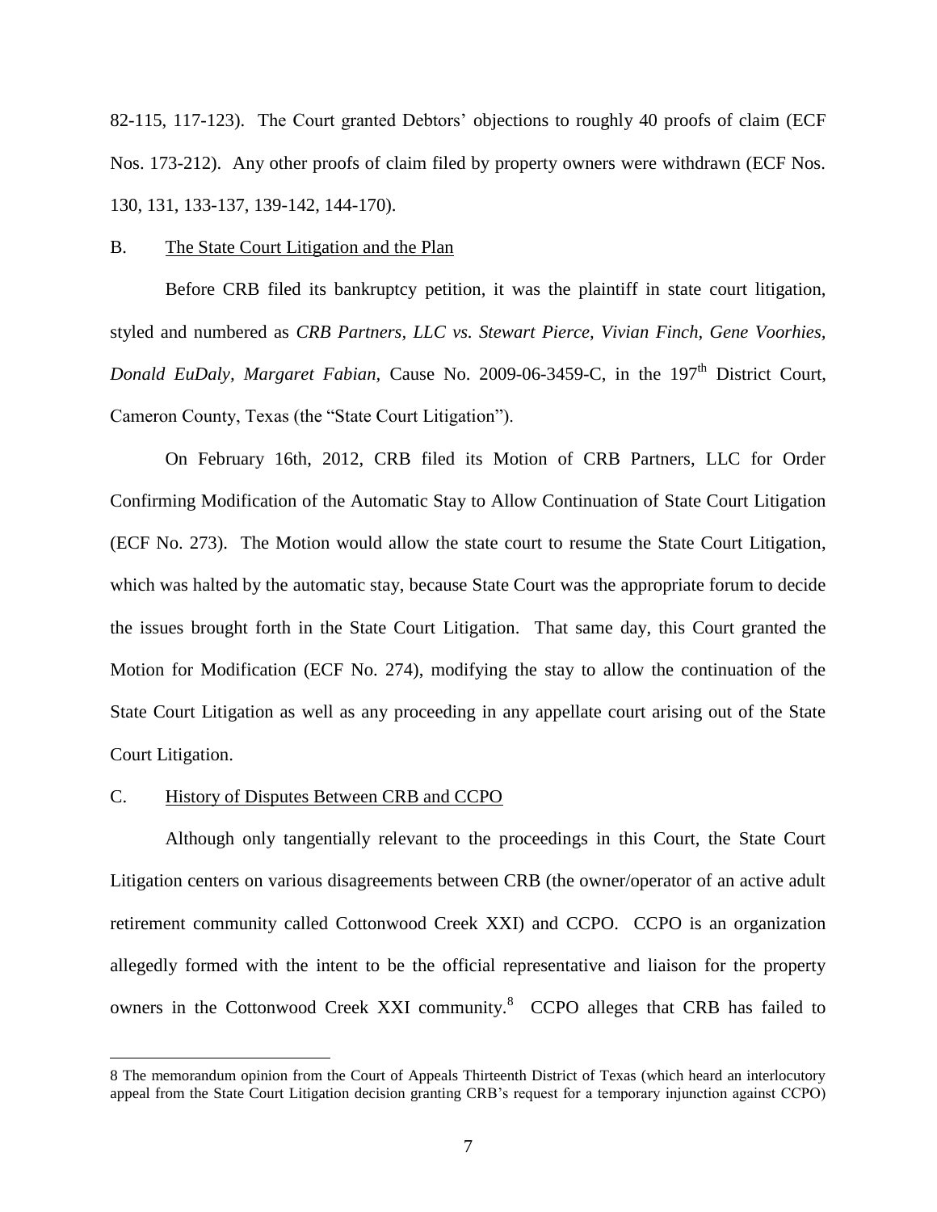82-115, 117-123). The Court granted Debtors' objections to roughly 40 proofs of claim (ECF Nos. 173-212). Any other proofs of claim filed by property owners were withdrawn (ECF Nos. 130, 131, 133-137, 139-142, 144-170).

B. <u>The State Court Litigation and the Plan</u>

Before CRB filed its bankruptcy petition, it was the plaintiff in state court litigation, styled and numbered as *CRB Partners, LLC vs. Stewart Pierce, Vivian Finch, Gene Voorhies, Donald EuDaly, Margaret Fabian,* Cause No. 2009-06-3459-C, in the 197th District Court, Cameron County, Texas (the "State Court Litigation").

On February 16th, 2012, CRB filed its Motion of CRB Partners, LLC for Order Confirming Modification of the Automatic Stay to Allow Continuation of State Court Litigation (ECF No. 273). The Motion would allow the state court to resume the State Court Litigation, which was halted by the automatic stay, because State Court was the appropriate forum to decide the issues brought forth in the State Court Litigation. That same day, this Court granted the Motion for Modification (ECF No. 274), modifying the stay to allow the continuation of the State Court Litigation as well as any proceeding in any appellate court arising out of the State Court Litigation.

C. <u>History of Disputes Between CRB and CCPO</u>

Although only tangentially relevant to the proceedings in this Court, the State Court Litigation centers on various disagreements between CRB (the owner/operator of an active adult retirement community called Cottonwood Creek XXI) and CCPO. CCPO is an organization allegedly formed with the intent to be the official representative and liaison for the property owners in the Cottonwood Creek XXI community.[8] CCPO alleges that CRB has failed to

8 The memorandum opinion from the Court of Appeals Thirteenth District of Texas (which heard an interlocutory appeal from the State Court Litigation decision granting CRB's request for a temporary injunction against CCPO)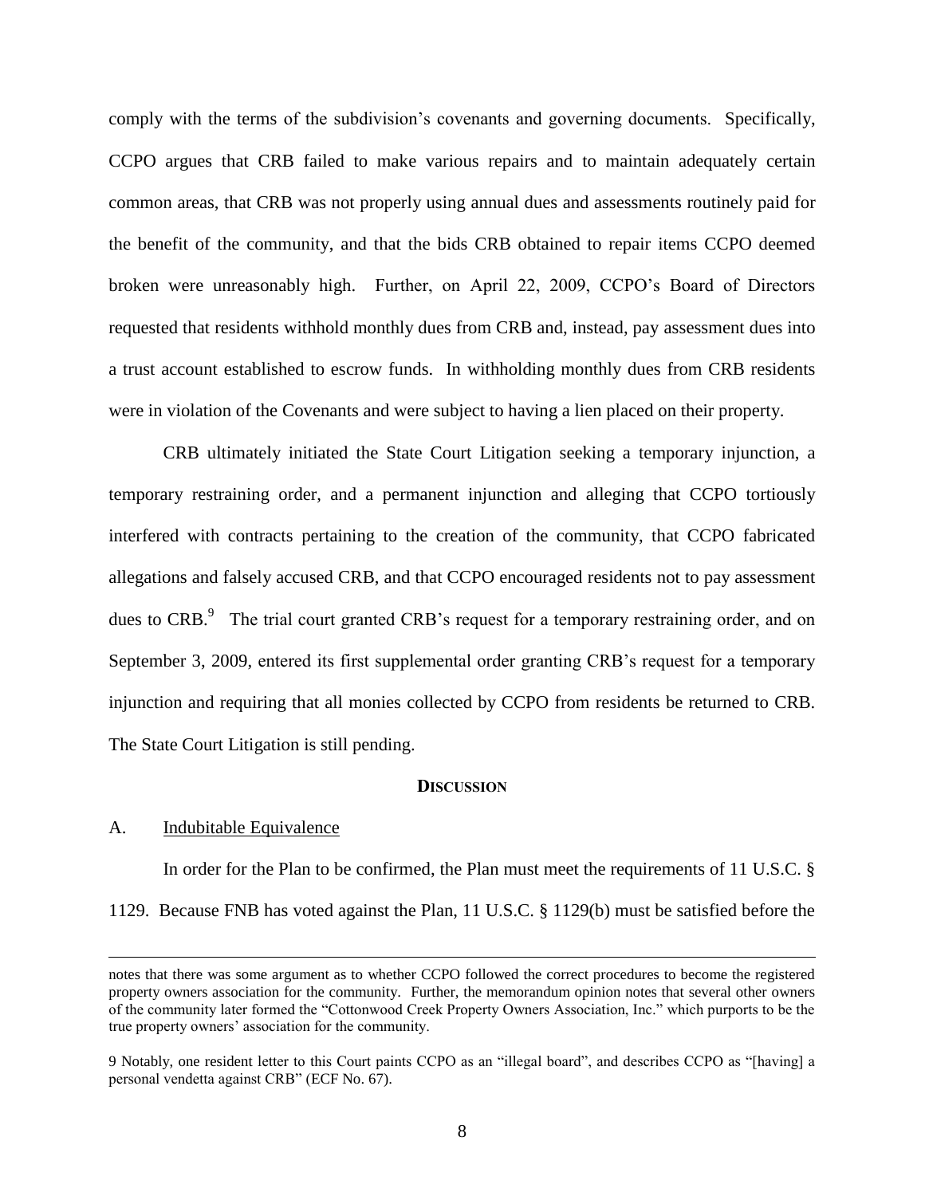comply with the terms of the subdivision's covenants and governing documents. Specifically, CCPO argues that CRB failed to make various repairs and to maintain adequately certain common areas, that CRB was not properly using annual dues and assessments routinely paid for the benefit of the community, and that the bids CRB obtained to repair items CCPO deemed broken were unreasonably high. Further, on April 22, 2009, CCPO's Board of Directors requested that residents withhold monthly dues from CRB and, instead, pay assessment dues into a trust account established to escrow funds. In withholding monthly dues from CRB residents were in violation of the Covenants and were subject to having a lien placed on their property.

CRB ultimately initiated the State Court Litigation seeking a temporary injunction, a temporary restraining order, and a permanent injunction and alleging that CCPO tortiously interfered with contracts pertaining to the creation of the community, that CCPO fabricated allegations and falsely accused CRB, and that CCPO encouraged residents not to pay assessment dues to CRB.[9] The trial court granted CRB's request for a temporary restraining order, and on September 3, 2009, entered its first supplemental order granting CRB's request for a temporary injunction and requiring that all monies collected by CCPO from residents be returned to CRB. The State Court Litigation is still pending.

## DISCUSSION

### A. Indubitable Equivalence

In order for the Plan to be confirmed, the Plan must meet the requirements of 11 U.S.C. § 1129. Because FNB has voted against the Plan, 11 U.S.C. § 1129(b) must be satisfied before the

---

notes that there was some argument as to whether CCPO followed the correct procedures to become the registered property owners association for the community. Further, the memorandum opinion notes that several other owners of the community later formed the "Cottonwood Creek Property Owners Association, Inc." which purports to be the true property owners' association for the community.

9 Notably, one resident letter to this Court paints CCPO as an "illegal board", and describes CCPO as "[having] a personal vendetta against CRB" (ECF No. 67).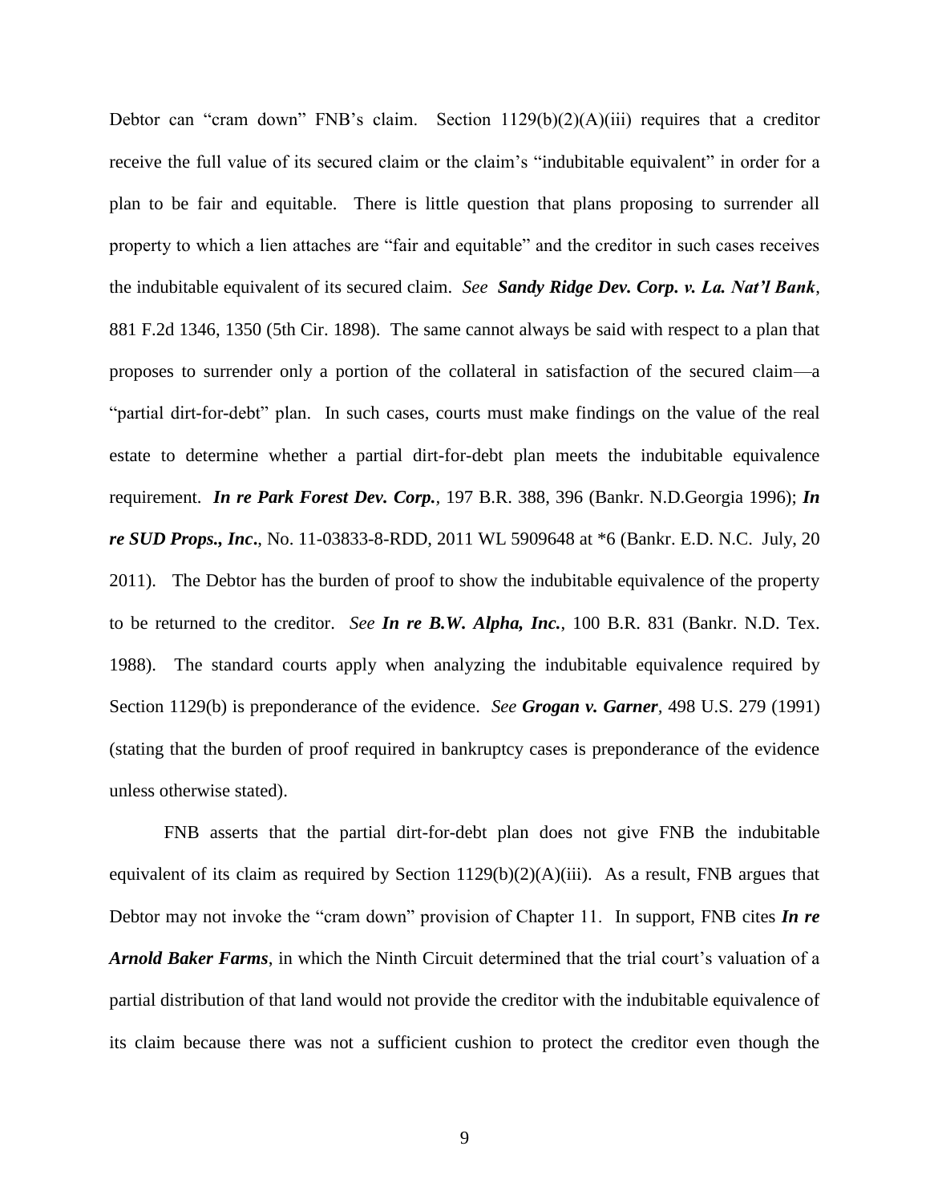Debtor can "cram down" FNB's claim. Section 1129(b)(2)(A)(iii) requires that a creditor receive the full value of its secured claim or the claim's "indubitable equivalent" in order for a plan to be fair and equitable. There is little question that plans proposing to surrender all property to which a lien attaches are "fair and equitable" and the creditor in such cases receives the indubitable equivalent of its secured claim. *See* ***Sandy Ridge Dev. Corp. v. La. Nat'l Bank***, 881 F.2d 1346, 1350 (5th Cir. 1898). The same cannot always be said with respect to a plan that proposes to surrender only a portion of the collateral in satisfaction of the secured claim—a "partial dirt-for-debt" plan. In such cases, courts must make findings on the value of the real estate to determine whether a partial dirt-for-debt plan meets the indubitable equivalence requirement. ***In re Park Forest Dev. Corp.***, 197 B.R. 388, 396 (Bankr. N.D.Georgia 1996); ***In re SUD Props., Inc***., No. 11-03833-8-RDD, 2011 WL 5909648 at *6 (Bankr. E.D. N.C. July, 20 2011). The Debtor has the burden of proof to show the indubitable equivalence of the property to be returned to the creditor. *See* ***In re B.W. Alpha, Inc.***, 100 B.R. 831 (Bankr. N.D. Tex. 1988). The standard courts apply when analyzing the indubitable equivalence required by Section 1129(b) is preponderance of the evidence. *See* ***Grogan v. Garner***, 498 U.S. 279 (1991) (stating that the burden of proof required in bankruptcy cases is preponderance of the evidence unless otherwise stated).

FNB asserts that the partial dirt-for-debt plan does not give FNB the indubitable equivalent of its claim as required by Section 1129(b)(2)(A)(iii). As a result, FNB argues that Debtor may not invoke the "cram down" provision of Chapter 11. In support, FNB cites ***In re Arnold Baker Farms***, in which the Ninth Circuit determined that the trial court's valuation of a partial distribution of that land would not provide the creditor with the indubitable equivalence of its claim because there was not a sufficient cushion to protect the creditor even though the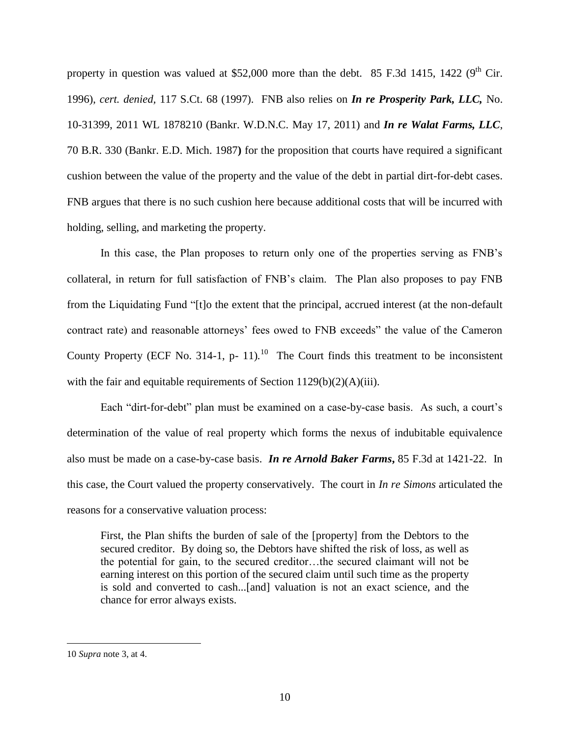property in question was valued at $52,000 more than the debt. 85 F.3d 1415, 1422 (9th Cir. 1996), *cert. denied,* 117 S.Ct. 68 (1997). FNB also relies on ***In re Prosperity Park, LLC,*** No. 10-31399, 2011 WL 1878210 (Bankr. W.D.N.C. May 17, 2011) and ***In re Walat Farms, LLC***, 70 B.R. 330 (Bankr. E.D. Mich. 1987**)** for the proposition that courts have required a significant cushion between the value of the property and the value of the debt in partial dirt-for-debt cases. FNB argues that there is no such cushion here because additional costs that will be incurred with holding, selling, and marketing the property.

In this case, the Plan proposes to return only one of the properties serving as FNB's collateral, in return for full satisfaction of FNB's claim. The Plan also proposes to pay FNB from the Liquidating Fund "[t]o the extent that the principal, accrued interest (at the non-default contract rate) and reasonable attorneys' fees owed to FNB exceeds" the value of the Cameron County Property (ECF No. 314-1, p- 11).[10] The Court finds this treatment to be inconsistent with the fair and equitable requirements of Section 1129(b)(2)(A)(iii).

Each "dirt-for-debt" plan must be examined on a case-by-case basis. As such, a court's determination of the value of real property which forms the nexus of indubitable equivalence also must be made on a case-by-case basis. ***In re Arnold Baker Farms***, 85 F.3d at 1421-22. In this case, the Court valued the property conservatively. The court in *In re Simons* articulated the reasons for a conservative valuation process:

> First, the Plan shifts the burden of sale of the [property] from the Debtors to the secured creditor. By doing so, the Debtors have shifted the risk of loss, as well as the potential for gain, to the secured creditor…the secured claimant will not be earning interest on this portion of the secured claim until such time as the property is sold and converted to cash...[and] valuation is not an exact science, and the chance for error always exists.

---

10 *Supra* note 3, at 4.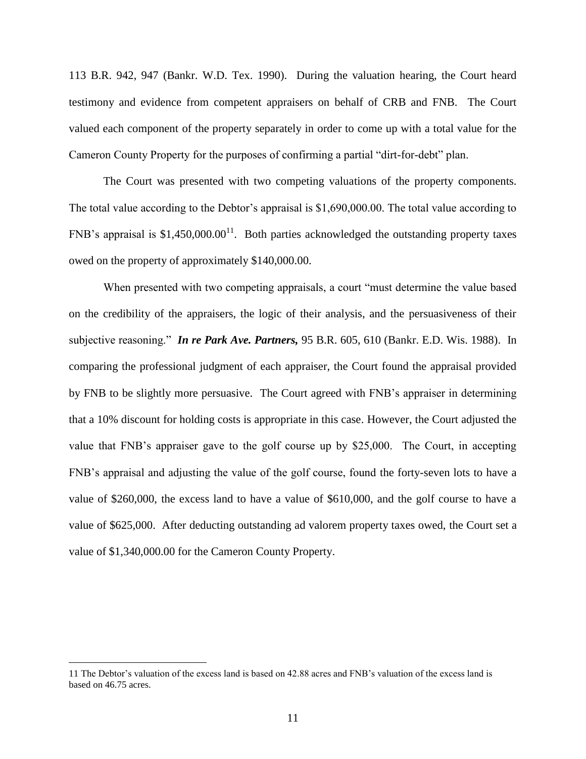113 B.R. 942, 947 (Bankr. W.D. Tex. 1990). During the valuation hearing, the Court heard testimony and evidence from competent appraisers on behalf of CRB and FNB. The Court valued each component of the property separately in order to come up with a total value for the Cameron County Property for the purposes of confirming a partial "dirt-for-debt" plan.

The Court was presented with two competing valuations of the property components. The total value according to the Debtor's appraisal is $1,690,000.00. The total value according to FNB's appraisal is $1,450,000.00[11]. Both parties acknowledged the outstanding property taxes owed on the property of approximately $140,000.00.

When presented with two competing appraisals, a court "must determine the value based on the credibility of the appraisers, the logic of their analysis, and the persuasiveness of their subjective reasoning." ***In re Park Ave. Partners,*** 95 B.R. 605, 610 (Bankr. E.D. Wis. 1988). In comparing the professional judgment of each appraiser, the Court found the appraisal provided by FNB to be slightly more persuasive. The Court agreed with FNB's appraiser in determining that a 10% discount for holding costs is appropriate in this case. However, the Court adjusted the value that FNB's appraiser gave to the golf course up by $25,000. The Court, in accepting FNB's appraisal and adjusting the value of the golf course, found the forty-seven lots to have a value of $260,000, the excess land to have a value of $610,000, and the golf course to have a value of $625,000. After deducting outstanding ad valorem property taxes owed, the Court set a value of $1,340,000.00 for the Cameron County Property.

---

11 The Debtor's valuation of the excess land is based on 42.88 acres and FNB's valuation of the excess land is based on 46.75 acres.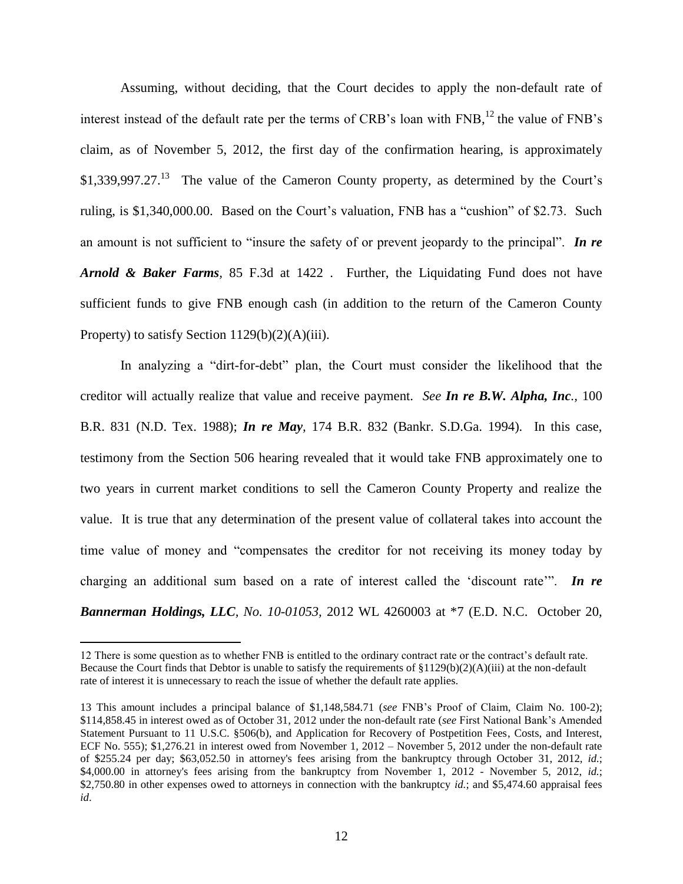Assuming, without deciding, that the Court decides to apply the non-default rate of interest instead of the default rate per the terms of CRB's loan with FNB,[12] the value of FNB's claim, as of November 5, 2012, the first day of the confirmation hearing, is approximately $1,339,997.27.[13] The value of the Cameron County property, as determined by the Court's ruling, is $1,340,000.00. Based on the Court's valuation, FNB has a "cushion" of $2.73. Such an amount is not sufficient to "insure the safety of or prevent jeopardy to the principal". ***In re Arnold & Baker Farms***, 85 F.3d at 1422 . Further, the Liquidating Fund does not have sufficient funds to give FNB enough cash (in addition to the return of the Cameron County Property) to satisfy Section 1129(b)(2)(A)(iii).

In analyzing a "dirt-for-debt" plan, the Court must consider the likelihood that the creditor will actually realize that value and receive payment. *See* ***In re B.W. Alpha, Inc.***, 100 B.R. 831 (N.D. Tex. 1988); ***In re May***, 174 B.R. 832 (Bankr. S.D.Ga. 1994). In this case, testimony from the Section 506 hearing revealed that it would take FNB approximately one to two years in current market conditions to sell the Cameron County Property and realize the value. It is true that any determination of the present value of collateral takes into account the time value of money and "compensates the creditor for not receiving its money today by charging an additional sum based on a rate of interest called the 'discount rate'". ***In re Bannerman Holdings, LLC***, *No. 10-01053*, 2012 WL 4260003 at *7 (E.D. N.C. October 20,

---

12 There is some question as to whether FNB is entitled to the ordinary contract rate or the contract's default rate. Because the Court finds that Debtor is unable to satisfy the requirements of §1129(b)(2)(A)(iii) at the non-default rate of interest it is unnecessary to reach the issue of whether the default rate applies.

13 This amount includes a principal balance of $1,148,584.71 (*see* FNB's Proof of Claim, Claim No. 100-2); $114,858.45 in interest owed as of October 31, 2012 under the non-default rate (*see* First National Bank's Amended Statement Pursuant to 11 U.S.C. §506(b), and Application for Recovery of Postpetition Fees, Costs, and Interest, ECF No. 555); $1,276.21 in interest owed from November 1, 2012 – November 5, 2012 under the non-default rate of $255.24 per day; $63,052.50 in attorney's fees arising from the bankruptcy through October 31, 2012, *id.*; $4,000.00 in attorney's fees arising from the bankruptcy from November 1, 2012 - November 5, 2012, *id.*; $2,750.80 in other expenses owed to attorneys in connection with the bankruptcy *id.*; and $5,474.60 appraisal fees *id*.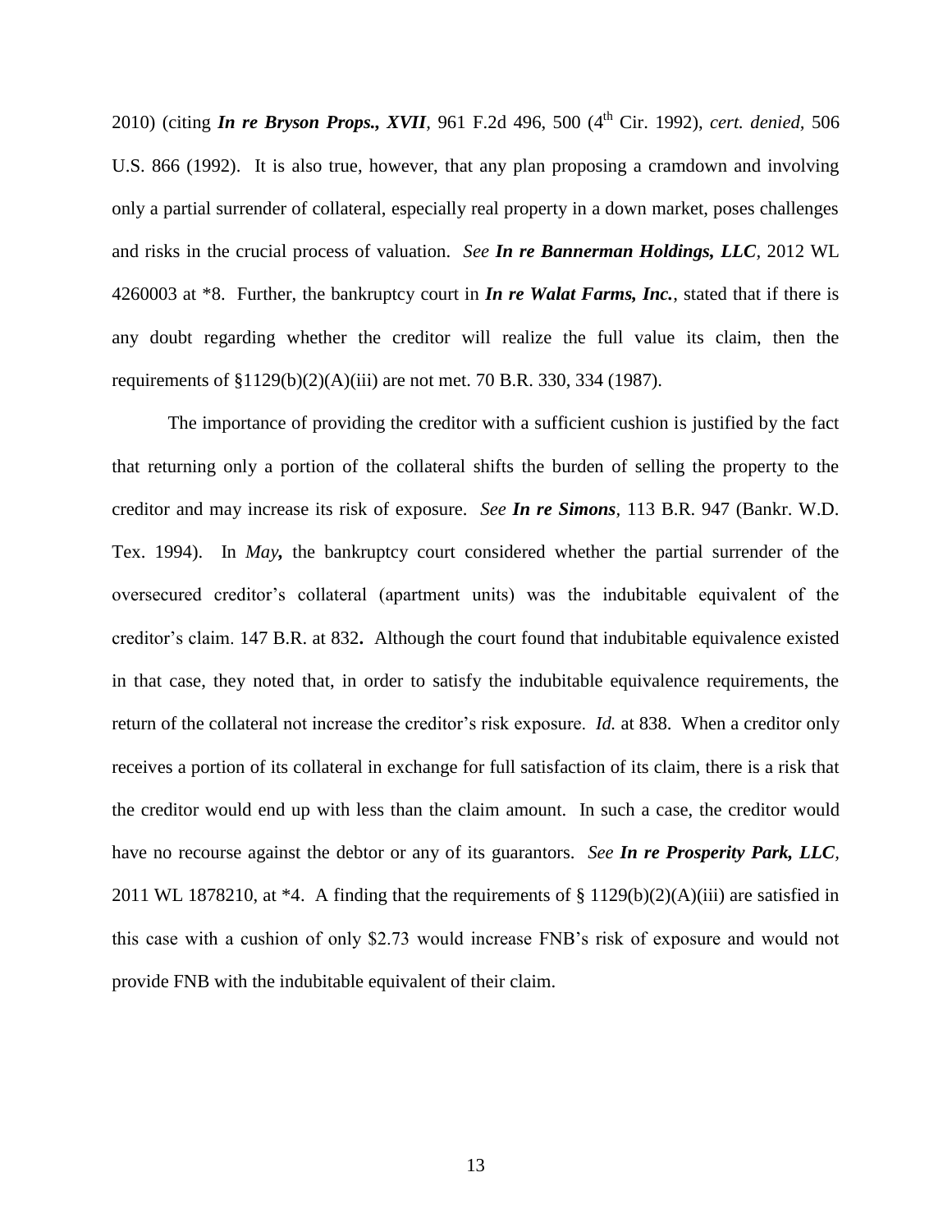2010) (citing ***In re Bryson Props., XVII***, 961 F.2d 496, 500 (4th Cir. 1992), *cert. denied*, 506 U.S. 866 (1992). It is also true, however, that any plan proposing a cramdown and involving only a partial surrender of collateral, especially real property in a down market, poses challenges and risks in the crucial process of valuation. *See* ***In re Bannerman Holdings, LLC***, 2012 WL 4260003 at *8. Further, the bankruptcy court in ***In re Walat Farms, Inc.***, stated that if there is any doubt regarding whether the creditor will realize the full value its claim, then the requirements of §1129(b)(2)(A)(iii) are not met. 70 B.R. 330, 334 (1987).

The importance of providing the creditor with a sufficient cushion is justified by the fact that returning only a portion of the collateral shifts the burden of selling the property to the creditor and may increase its risk of exposure. *See* ***In re Simons***, 113 B.R. 947 (Bankr. W.D. Tex. 1994). In ***May***, the bankruptcy court considered whether the partial surrender of the oversecured creditor's collateral (apartment units) was the indubitable equivalent of the creditor's claim. 147 B.R. at 832**.** Although the court found that indubitable equivalence existed in that case, they noted that, in order to satisfy the indubitable equivalence requirements, the return of the collateral not increase the creditor's risk exposure. *Id.* at 838. When a creditor only receives a portion of its collateral in exchange for full satisfaction of its claim, there is a risk that the creditor would end up with less than the claim amount. In such a case, the creditor would have no recourse against the debtor or any of its guarantors. *See* ***In re Prosperity Park, LLC***, 2011 WL 1878210, at *4. A finding that the requirements of § 1129(b)(2)(A)(iii) are satisfied in this case with a cushion of only $2.73 would increase FNB's risk of exposure and would not provide FNB with the indubitable equivalent of their claim.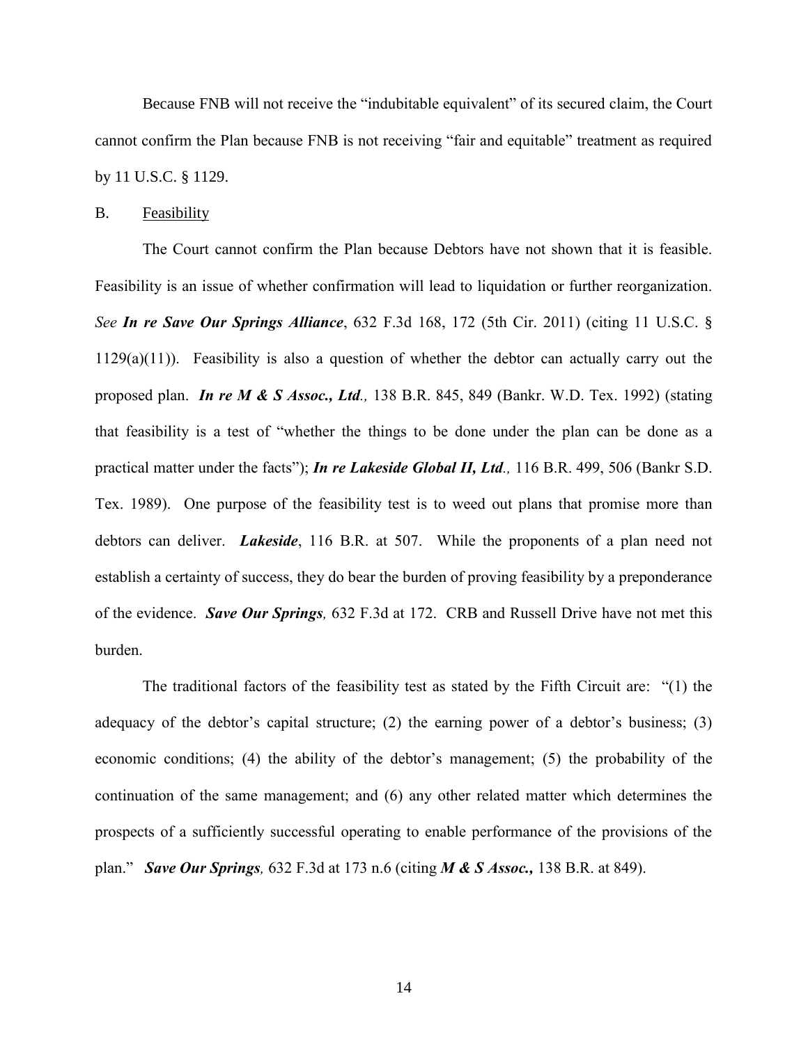Because FNB will not receive the "indubitable equivalent" of its secured claim, the Court cannot confirm the Plan because FNB is not receiving "fair and equitable" treatment as required by 11 U.S.C. § 1129.

B. Feasibility

The Court cannot confirm the Plan because Debtors have not shown that it is feasible. Feasibility is an issue of whether confirmation will lead to liquidation or further reorganization. *See* ***In re Save Our Springs Alliance***, 632 F.3d 168, 172 (5th Cir. 2011) (citing 11 U.S.C. § 1129(a)(11)). Feasibility is also a question of whether the debtor can actually carry out the proposed plan. ***In re M & S Assoc., Ltd.****,* 138 B.R. 845, 849 (Bankr. W.D. Tex. 1992) (stating that feasibility is a test of "whether the things to be done under the plan can be done as a practical matter under the facts"); ***In re Lakeside Global II, Ltd.****,* 116 B.R. 499, 506 (Bankr S.D. Tex. 1989). One purpose of the feasibility test is to weed out plans that promise more than debtors can deliver. ***Lakeside***, 116 B.R. at 507. While the proponents of a plan need not establish a certainty of success, they do bear the burden of proving feasibility by a preponderance of the evidence. ***Save Our Springs****,* 632 F.3d at 172. CRB and Russell Drive have not met this burden.

The traditional factors of the feasibility test as stated by the Fifth Circuit are: "(1) the adequacy of the debtor's capital structure; (2) the earning power of a debtor's business; (3) economic conditions; (4) the ability of the debtor's management; (5) the probability of the continuation of the same management; and (6) any other related matter which determines the prospects of a sufficiently successful operating to enable performance of the provisions of the plan." ***Save Our Springs****,* 632 F.3d at 173 n.6 (citing ***M & S Assoc.,*** 138 B.R. at 849).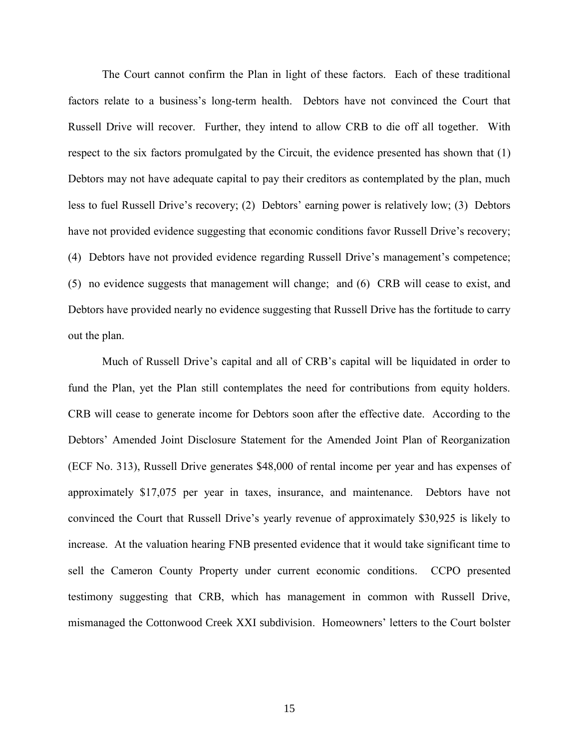The Court cannot confirm the Plan in light of these factors. Each of these traditional factors relate to a business's long-term health. Debtors have not convinced the Court that Russell Drive will recover. Further, they intend to allow CRB to die off all together. With respect to the six factors promulgated by the Circuit, the evidence presented has shown that (1) Debtors may not have adequate capital to pay their creditors as contemplated by the plan, much less to fuel Russell Drive's recovery; (2) Debtors' earning power is relatively low; (3) Debtors have not provided evidence suggesting that economic conditions favor Russell Drive's recovery; (4) Debtors have not provided evidence regarding Russell Drive's management's competence; (5) no evidence suggests that management will change; and (6) CRB will cease to exist, and Debtors have provided nearly no evidence suggesting that Russell Drive has the fortitude to carry out the plan.

Much of Russell Drive's capital and all of CRB's capital will be liquidated in order to fund the Plan, yet the Plan still contemplates the need for contributions from equity holders. CRB will cease to generate income for Debtors soon after the effective date. According to the Debtors' Amended Joint Disclosure Statement for the Amended Joint Plan of Reorganization (ECF No. 313), Russell Drive generates $48,000 of rental income per year and has expenses of approximately $17,075 per year in taxes, insurance, and maintenance. Debtors have not convinced the Court that Russell Drive's yearly revenue of approximately $30,925 is likely to increase. At the valuation hearing FNB presented evidence that it would take significant time to sell the Cameron County Property under current economic conditions. CCPO presented testimony suggesting that CRB, which has management in common with Russell Drive, mismanaged the Cottonwood Creek XXI subdivision. Homeowners' letters to the Court bolster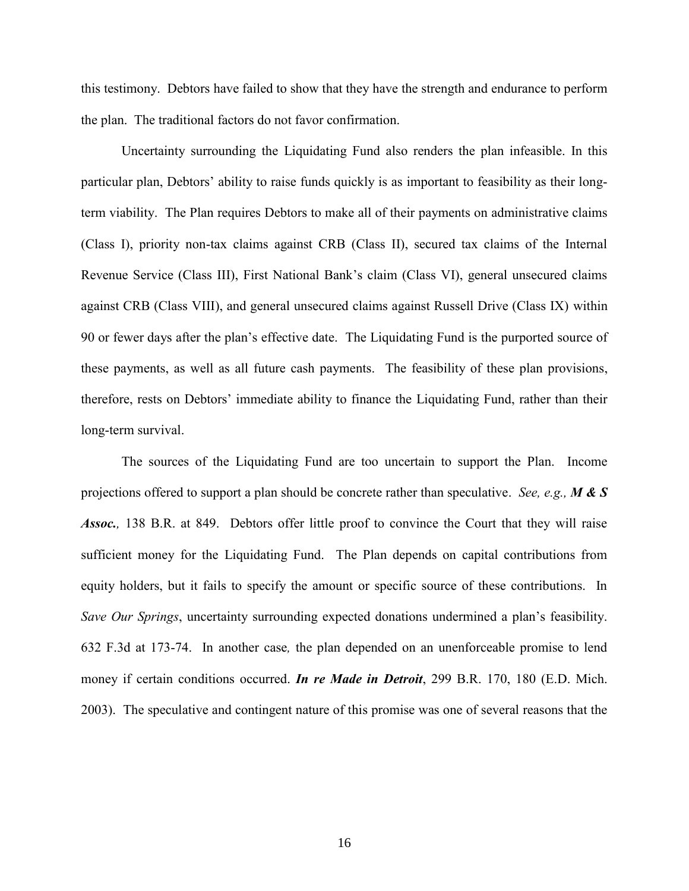this testimony. Debtors have failed to show that they have the strength and endurance to perform the plan. The traditional factors do not favor confirmation.

Uncertainty surrounding the Liquidating Fund also renders the plan infeasible. In this particular plan, Debtors' ability to raise funds quickly is as important to feasibility as their long-term viability. The Plan requires Debtors to make all of their payments on administrative claims (Class I), priority non-tax claims against CRB (Class II), secured tax claims of the Internal Revenue Service (Class III), First National Bank's claim (Class VI), general unsecured claims against CRB (Class VIII), and general unsecured claims against Russell Drive (Class IX) within 90 or fewer days after the plan's effective date. The Liquidating Fund is the purported source of these payments, as well as all future cash payments. The feasibility of these plan provisions, therefore, rests on Debtors' immediate ability to finance the Liquidating Fund, rather than their long-term survival.

The sources of the Liquidating Fund are too uncertain to support the Plan. Income projections offered to support a plan should be concrete rather than speculative. *See, e.g.,* ***M & S Assoc.***, 138 B.R. at 849. Debtors offer little proof to convince the Court that they will raise sufficient money for the Liquidating Fund. The Plan depends on capital contributions from equity holders, but it fails to specify the amount or specific source of these contributions. In *Save Our Springs*, uncertainty surrounding expected donations undermined a plan's feasibility. 632 F.3d at 173-74. In another case, the plan depended on an unenforceable promise to lend money if certain conditions occurred. ***In re Made in Detroit***, 299 B.R. 170, 180 (E.D. Mich. 2003). The speculative and contingent nature of this promise was one of several reasons that the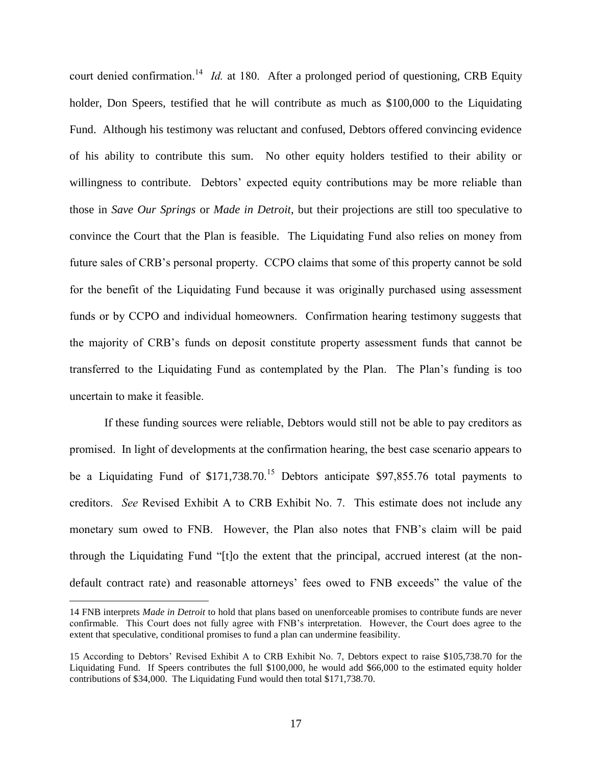court denied confirmation.[14] *Id.* at 180. After a prolonged period of questioning, CRB Equity holder, Don Speers, testified that he will contribute as much as $100,000 to the Liquidating Fund. Although his testimony was reluctant and confused, Debtors offered convincing evidence of his ability to contribute this sum. No other equity holders testified to their ability or willingness to contribute. Debtors' expected equity contributions may be more reliable than those in *Save Our Springs* or *Made in Detroit*, but their projections are still too speculative to convince the Court that the Plan is feasible. The Liquidating Fund also relies on money from future sales of CRB's personal property. CCPO claims that some of this property cannot be sold for the benefit of the Liquidating Fund because it was originally purchased using assessment funds or by CCPO and individual homeowners. Confirmation hearing testimony suggests that the majority of CRB's funds on deposit constitute property assessment funds that cannot be transferred to the Liquidating Fund as contemplated by the Plan. The Plan's funding is too uncertain to make it feasible.

If these funding sources were reliable, Debtors would still not be able to pay creditors as promised. In light of developments at the confirmation hearing, the best case scenario appears to be a Liquidating Fund of $171,738.70.[15] Debtors anticipate $97,855.76 total payments to creditors. *See* Revised Exhibit A to CRB Exhibit No. 7. This estimate does not include any monetary sum owed to FNB. However, the Plan also notes that FNB's claim will be paid through the Liquidating Fund "[t]o the extent that the principal, accrued interest (at the non-default contract rate) and reasonable attorneys' fees owed to FNB exceeds" the value of the

---

14 FNB interprets *Made in Detroit* to hold that plans based on unenforceable promises to contribute funds are never confirmable. This Court does not fully agree with FNB's interpretation. However, the Court does agree to the extent that speculative, conditional promises to fund a plan can undermine feasibility.

15 According to Debtors' Revised Exhibit A to CRB Exhibit No. 7, Debtors expect to raise $105,738.70 for the Liquidating Fund. If Speers contributes the full $100,000, he would add $66,000 to the estimated equity holder contributions of $34,000. The Liquidating Fund would then total $171,738.70.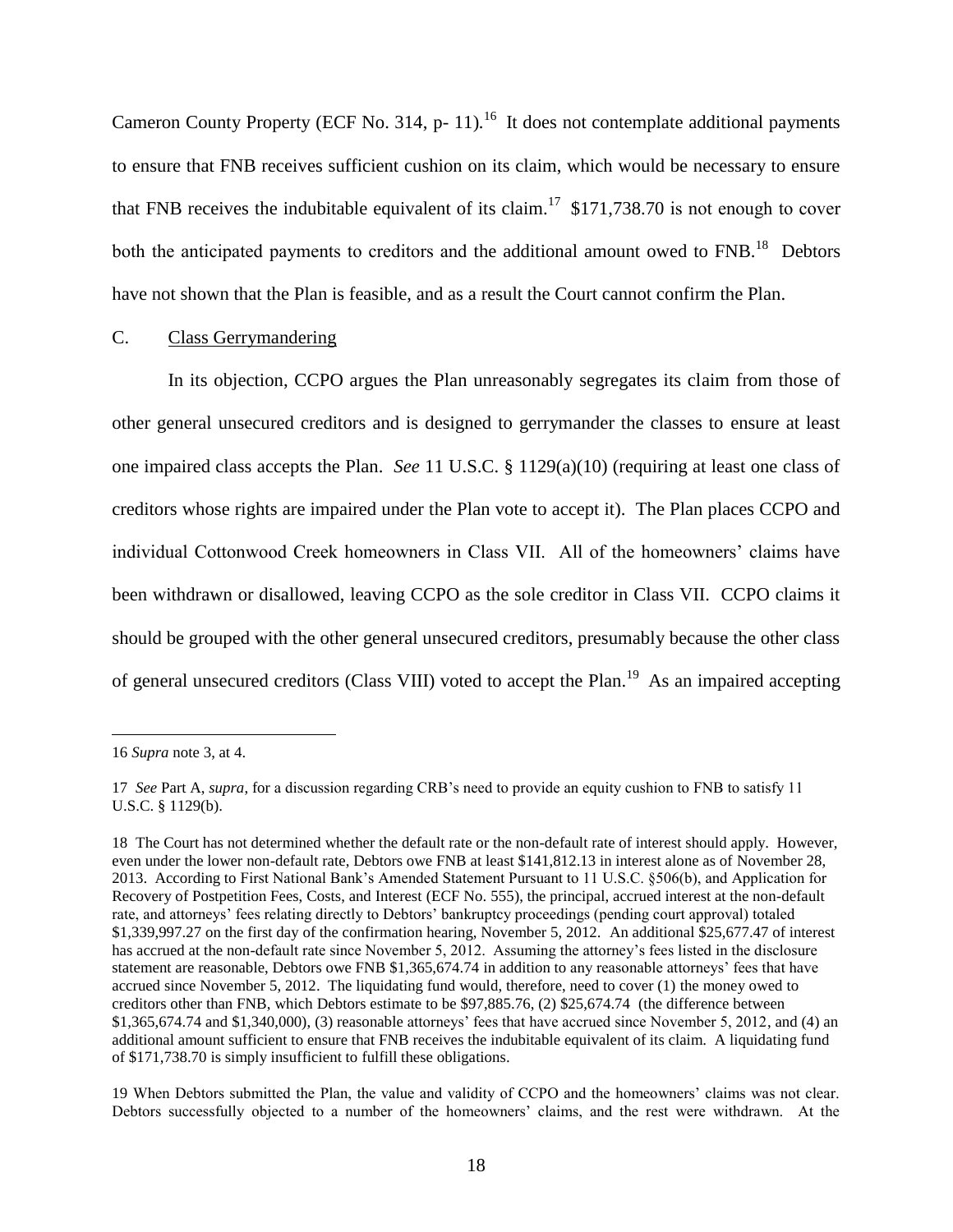Cameron County Property (ECF No. 314, p- 11).[16] It does not contemplate additional payments to ensure that FNB receives sufficient cushion on its claim, which would be necessary to ensure that FNB receives the indubitable equivalent of its claim.[17] $171,738.70 is not enough to cover both the anticipated payments to creditors and the additional amount owed to FNB.[18] Debtors have not shown that the Plan is feasible, and as a result the Court cannot confirm the Plan.

C. Class Gerrymandering

In its objection, CCPO argues the Plan unreasonably segregates its claim from those of other general unsecured creditors and is designed to gerrymander the classes to ensure at least one impaired class accepts the Plan. *See* 11 U.S.C. § 1129(a)(10) (requiring at least one class of creditors whose rights are impaired under the Plan vote to accept it). The Plan places CCPO and individual Cottonwood Creek homeowners in Class VII. All of the homeowners' claims have been withdrawn or disallowed, leaving CCPO as the sole creditor in Class VII. CCPO claims it should be grouped with the other general unsecured creditors, presumably because the other class of general unsecured creditors (Class VIII) voted to accept the Plan.[19] As an impaired accepting

---

16 *Supra* note 3, at 4.

17 *See* Part A, *supra*, for a discussion regarding CRB's need to provide an equity cushion to FNB to satisfy 11 U.S.C. § 1129(b).

18 The Court has not determined whether the default rate or the non-default rate of interest should apply. However, even under the lower non-default rate, Debtors owe FNB at least $141,812.13 in interest alone as of November 28, 2013. According to First National Bank's Amended Statement Pursuant to 11 U.S.C. §506(b), and Application for Recovery of Postpetition Fees, Costs, and Interest (ECF No. 555), the principal, accrued interest at the non-default rate, and attorneys' fees relating directly to Debtors' bankruptcy proceedings (pending court approval) totaled $1,339,997.27 on the first day of the confirmation hearing, November 5, 2012. An additional $25,677.47 of interest has accrued at the non-default rate since November 5, 2012. Assuming the attorney's fees listed in the disclosure statement are reasonable, Debtors owe FNB $1,365,674.74 in addition to any reasonable attorneys' fees that have accrued since November 5, 2012. The liquidating fund would, therefore, need to cover (1) the money owed to creditors other than FNB, which Debtors estimate to be $97,885.76, (2) $25,674.74 (the difference between $1,365,674.74 and $1,340,000), (3) reasonable attorneys' fees that have accrued since November 5, 2012, and (4) an additional amount sufficient to ensure that FNB receives the indubitable equivalent of its claim. A liquidating fund of $171,738.70 is simply insufficient to fulfill these obligations.

19 When Debtors submitted the Plan, the value and validity of CCPO and the homeowners' claims was not clear. Debtors successfully objected to a number of the homeowners' claims, and the rest were withdrawn. At the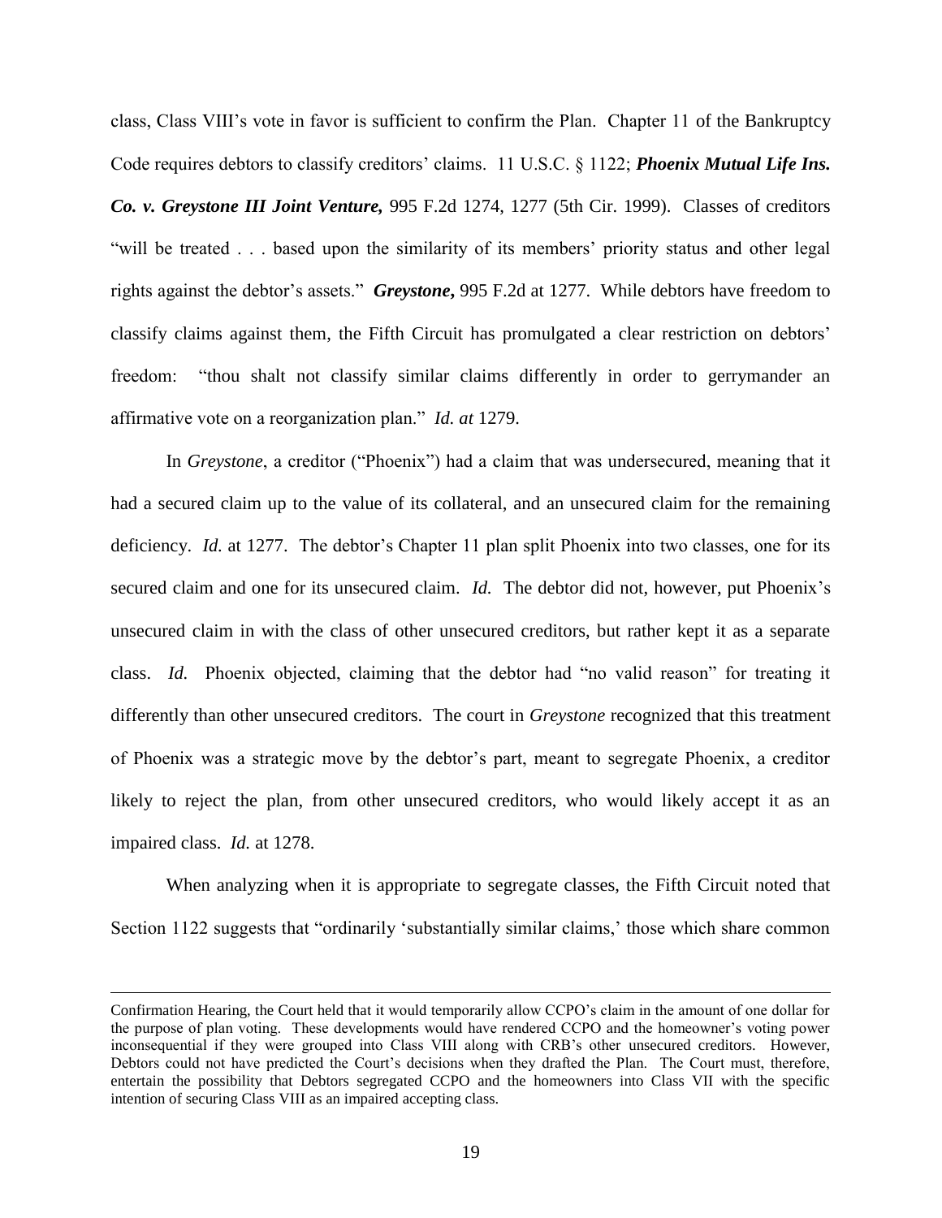class, Class VIII's vote in favor is sufficient to confirm the Plan. Chapter 11 of the Bankruptcy Code requires debtors to classify creditors' claims. 11 U.S.C. § 1122; ***Phoenix Mutual Life Ins. Co. v. Greystone III Joint Venture,*** 995 F.2d 1274, 1277 (5th Cir. 1999). Classes of creditors "will be treated . . . based upon the similarity of its members' priority status and other legal rights against the debtor's assets." ***Greystone***, 995 F.2d at 1277. While debtors have freedom to classify claims against them, the Fifth Circuit has promulgated a clear restriction on debtors' freedom: "thou shalt not classify similar claims differently in order to gerrymander an affirmative vote on a reorganization plan." *Id. at* 1279.

In *Greystone*, a creditor ("Phoenix") had a claim that was undersecured, meaning that it had a secured claim up to the value of its collateral, and an unsecured claim for the remaining deficiency. *Id.* at 1277. The debtor's Chapter 11 plan split Phoenix into two classes, one for its secured claim and one for its unsecured claim. *Id.* The debtor did not, however, put Phoenix's unsecured claim in with the class of other unsecured creditors, but rather kept it as a separate class. *Id.* Phoenix objected, claiming that the debtor had "no valid reason" for treating it differently than other unsecured creditors. The court in *Greystone* recognized that this treatment of Phoenix was a strategic move by the debtor's part, meant to segregate Phoenix, a creditor likely to reject the plan, from other unsecured creditors, who would likely accept it as an impaired class. *Id.* at 1278.

When analyzing when it is appropriate to segregate classes, the Fifth Circuit noted that Section 1122 suggests that "ordinarily 'substantially similar claims,' those which share common

---

Confirmation Hearing, the Court held that it would temporarily allow CCPO's claim in the amount of one dollar for the purpose of plan voting. These developments would have rendered CCPO and the homeowner's voting power inconsequential if they were grouped into Class VIII along with CRB's other unsecured creditors. However, Debtors could not have predicted the Court's decisions when they drafted the Plan. The Court must, therefore, entertain the possibility that Debtors segregated CCPO and the homeowners into Class VII with the specific intention of securing Class VIII as an impaired accepting class.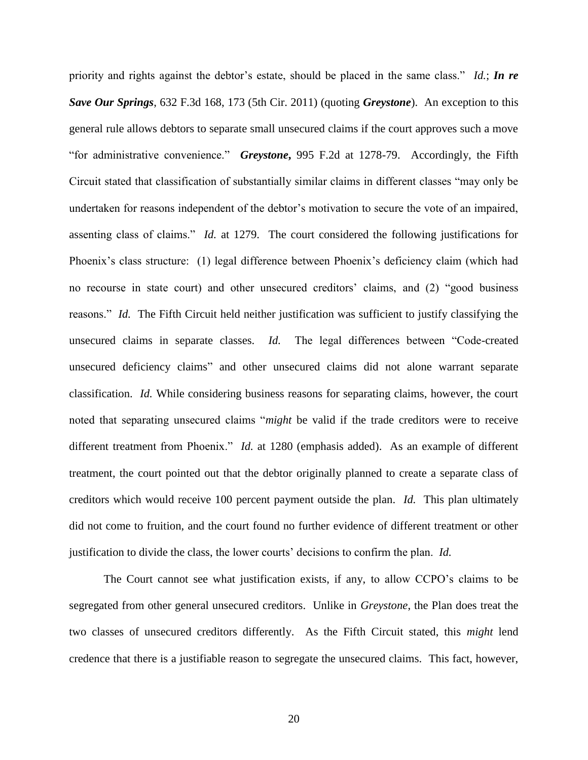priority and rights against the debtor's estate, should be placed in the same class." *Id.*; ***In re Save Our Springs***, 632 F.3d 168, 173 (5th Cir. 2011) (quoting ***Greystone***). An exception to this general rule allows debtors to separate small unsecured claims if the court approves such a move "for administrative convenience." ***Greystone***, 995 F.2d at 1278-79. Accordingly, the Fifth Circuit stated that classification of substantially similar claims in different classes "may only be undertaken for reasons independent of the debtor's motivation to secure the vote of an impaired, assenting class of claims." *Id.* at 1279. The court considered the following justifications for Phoenix's class structure: (1) legal difference between Phoenix's deficiency claim (which had no recourse in state court) and other unsecured creditors' claims, and (2) "good business reasons." *Id.* The Fifth Circuit held neither justification was sufficient to justify classifying the unsecured claims in separate classes. *Id.* The legal differences between "Code-created unsecured deficiency claims" and other unsecured claims did not alone warrant separate classification. *Id.* While considering business reasons for separating claims, however, the court noted that separating unsecured claims "*might* be valid if the trade creditors were to receive different treatment from Phoenix." *Id.* at 1280 (emphasis added). As an example of different treatment, the court pointed out that the debtor originally planned to create a separate class of creditors which would receive 100 percent payment outside the plan. *Id.* This plan ultimately did not come to fruition, and the court found no further evidence of different treatment or other justification to divide the class, the lower courts' decisions to confirm the plan. *Id.*

The Court cannot see what justification exists, if any, to allow CCPO's claims to be segregated from other general unsecured creditors. Unlike in *Greystone*, the Plan does treat the two classes of unsecured creditors differently. As the Fifth Circuit stated, this *might* lend credence that there is a justifiable reason to segregate the unsecured claims. This fact, however,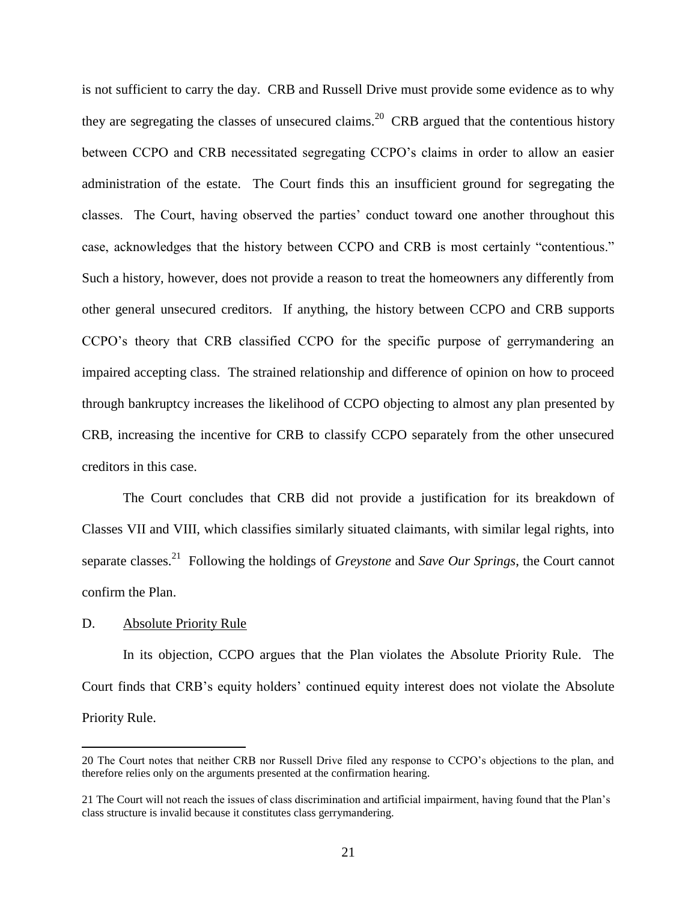is not sufficient to carry the day. CRB and Russell Drive must provide some evidence as to why they are segregating the classes of unsecured claims.[20] CRB argued that the contentious history between CCPO and CRB necessitated segregating CCPO's claims in order to allow an easier administration of the estate. The Court finds this an insufficient ground for segregating the classes. The Court, having observed the parties' conduct toward one another throughout this case, acknowledges that the history between CCPO and CRB is most certainly "contentious." Such a history, however, does not provide a reason to treat the homeowners any differently from other general unsecured creditors. If anything, the history between CCPO and CRB supports CCPO's theory that CRB classified CCPO for the specific purpose of gerrymandering an impaired accepting class. The strained relationship and difference of opinion on how to proceed through bankruptcy increases the likelihood of CCPO objecting to almost any plan presented by CRB, increasing the incentive for CRB to classify CCPO separately from the other unsecured creditors in this case.

The Court concludes that CRB did not provide a justification for its breakdown of Classes VII and VIII, which classifies similarly situated claimants, with similar legal rights, into separate classes.[21] Following the holdings of *Greystone* and *Save Our Springs*, the Court cannot confirm the Plan.

## D. Absolute Priority Rule

In its objection, CCPO argues that the Plan violates the Absolute Priority Rule. The Court finds that CRB's equity holders' continued equity interest does not violate the Absolute Priority Rule.

---

20 The Court notes that neither CRB nor Russell Drive filed any response to CCPO's objections to the plan, and therefore relies only on the arguments presented at the confirmation hearing.

21 The Court will not reach the issues of class discrimination and artificial impairment, having found that the Plan's class structure is invalid because it constitutes class gerrymandering.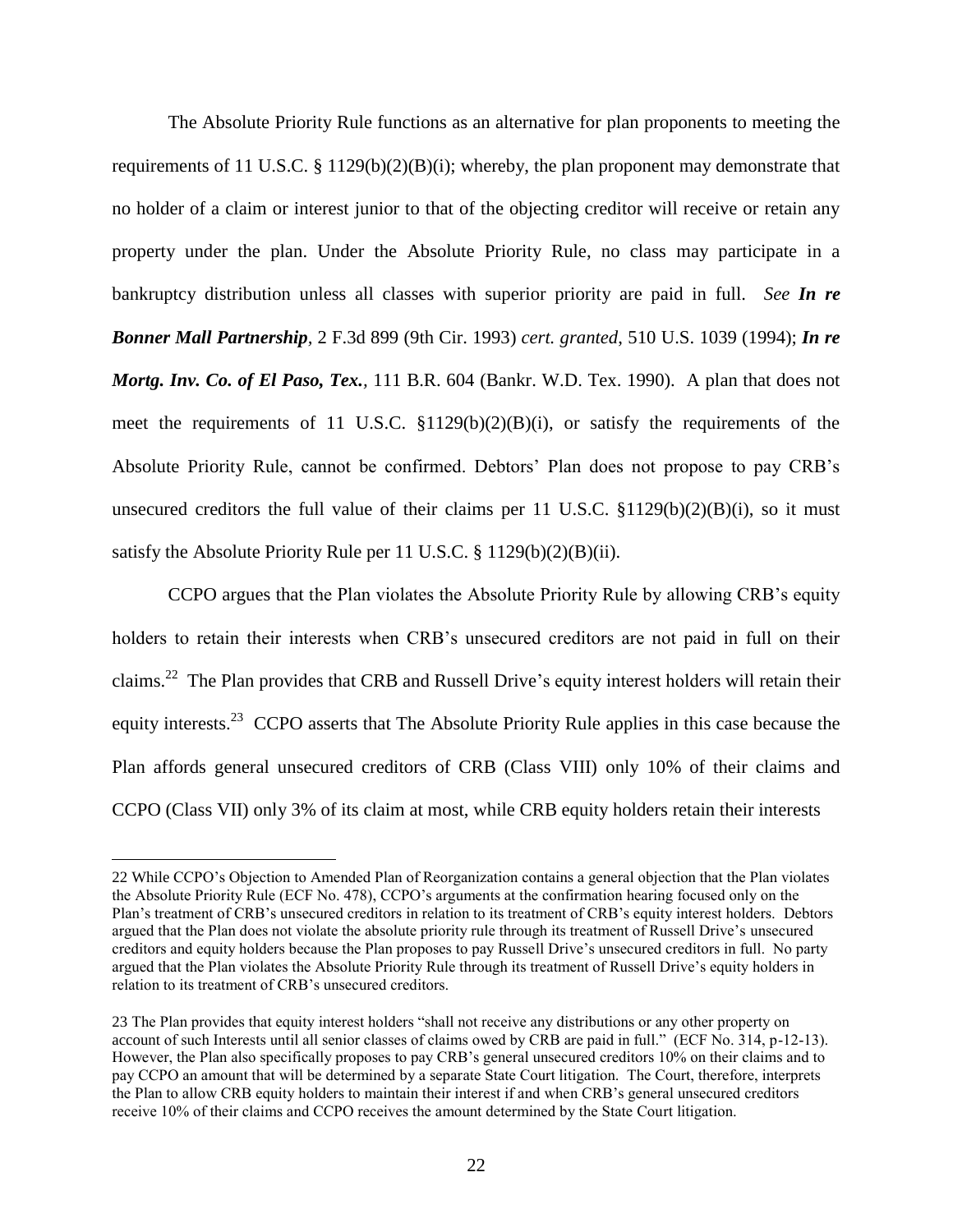The Absolute Priority Rule functions as an alternative for plan proponents to meeting the requirements of 11 U.S.C. § 1129(b)(2)(B)(i); whereby, the plan proponent may demonstrate that no holder of a claim or interest junior to that of the objecting creditor will receive or retain any property under the plan. Under the Absolute Priority Rule, no class may participate in a bankruptcy distribution unless all classes with superior priority are paid in full. *See* ***In re Bonner Mall Partnership***, 2 F.3d 899 (9th Cir. 1993) *cert. granted*, 510 U.S. 1039 (1994); ***In re Mortg. Inv. Co. of El Paso, Tex.***, 111 B.R. 604 (Bankr. W.D. Tex. 1990). A plan that does not meet the requirements of 11 U.S.C. §1129(b)(2)(B)(i), or satisfy the requirements of the Absolute Priority Rule, cannot be confirmed. Debtors' Plan does not propose to pay CRB's unsecured creditors the full value of their claims per 11 U.S.C. §1129(b)(2)(B)(i), so it must satisfy the Absolute Priority Rule per 11 U.S.C. § 1129(b)(2)(B)(ii).

CCPO argues that the Plan violates the Absolute Priority Rule by allowing CRB's equity holders to retain their interests when CRB's unsecured creditors are not paid in full on their claims.[22] The Plan provides that CRB and Russell Drive's equity interest holders will retain their equity interests.[23] CCPO asserts that The Absolute Priority Rule applies in this case because the Plan affords general unsecured creditors of CRB (Class VIII) only 10% of their claims and CCPO (Class VII) only 3% of its claim at most, while CRB equity holders retain their interests

---

22 While CCPO's Objection to Amended Plan of Reorganization contains a general objection that the Plan violates the Absolute Priority Rule (ECF No. 478), CCPO's arguments at the confirmation hearing focused only on the Plan's treatment of CRB's unsecured creditors in relation to its treatment of CRB's equity interest holders. Debtors argued that the Plan does not violate the absolute priority rule through its treatment of Russell Drive's unsecured creditors and equity holders because the Plan proposes to pay Russell Drive's unsecured creditors in full. No party argued that the Plan violates the Absolute Priority Rule through its treatment of Russell Drive's equity holders in relation to its treatment of CRB's unsecured creditors.

23 The Plan provides that equity interest holders "shall not receive any distributions or any other property on account of such Interests until all senior classes of claims owed by CRB are paid in full." (ECF No. 314, p-12-13). However, the Plan also specifically proposes to pay CRB's general unsecured creditors 10% on their claims and to pay CCPO an amount that will be determined by a separate State Court litigation. The Court, therefore, interprets the Plan to allow CRB equity holders to maintain their interest if and when CRB's general unsecured creditors receive 10% of their claims and CCPO receives the amount determined by the State Court litigation.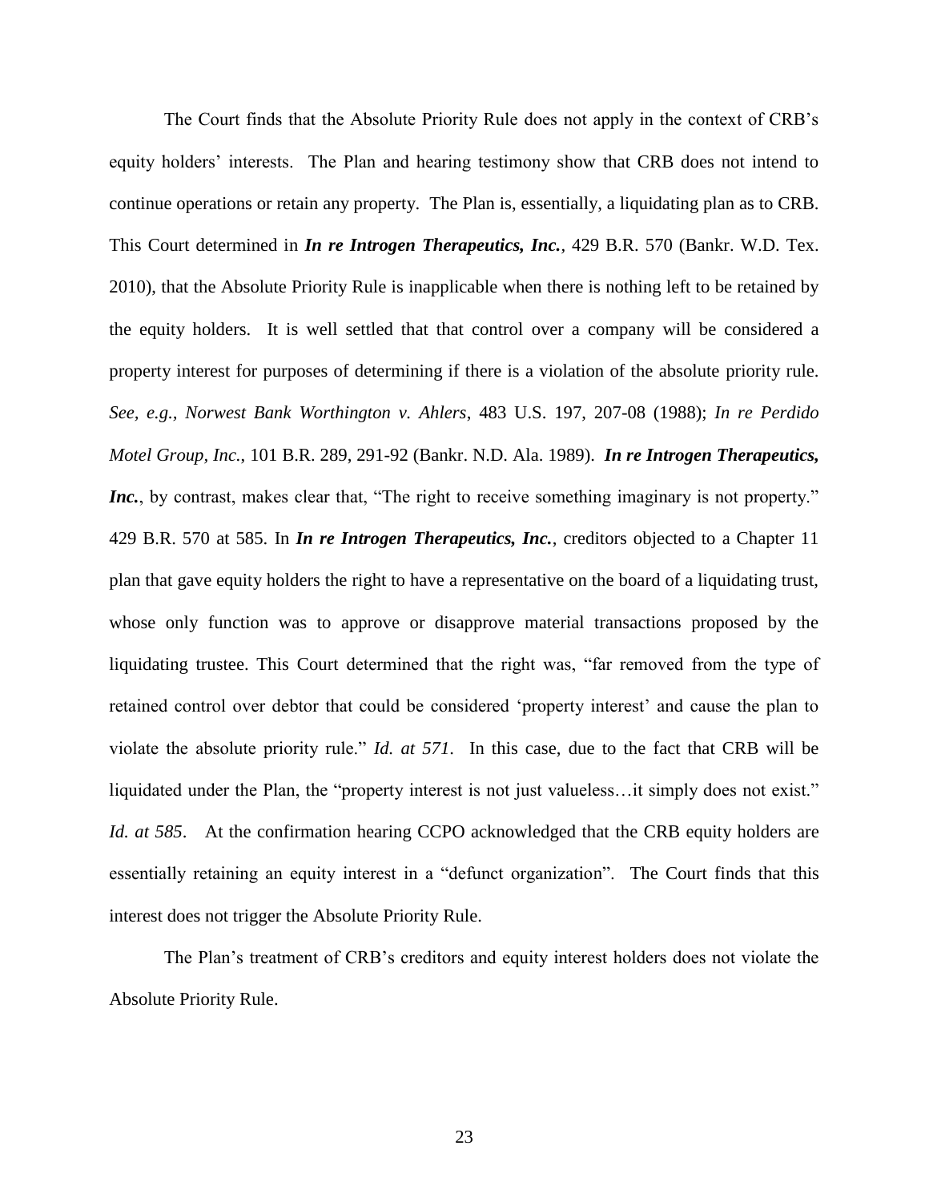The Court finds that the Absolute Priority Rule does not apply in the context of CRB's equity holders' interests. The Plan and hearing testimony show that CRB does not intend to continue operations or retain any property. The Plan is, essentially, a liquidating plan as to CRB. This Court determined in ***In re Introgen Therapeutics, Inc.***, 429 B.R. 570 (Bankr. W.D. Tex. 2010), that the Absolute Priority Rule is inapplicable when there is nothing left to be retained by the equity holders. It is well settled that that control over a company will be considered a property interest for purposes of determining if there is a violation of the absolute priority rule. *See, e.g., Norwest Bank Worthington v. Ahlers*, 483 U.S. 197, 207-08 (1988); *In re Perdido Motel Group, Inc.*, 101 B.R. 289, 291-92 (Bankr. N.D. Ala. 1989). ***In re Introgen Therapeutics, Inc.***, by contrast, makes clear that, "The right to receive something imaginary is not property." 429 B.R. 570 at 585. In ***In re Introgen Therapeutics, Inc.***, creditors objected to a Chapter 11 plan that gave equity holders the right to have a representative on the board of a liquidating trust, whose only function was to approve or disapprove material transactions proposed by the liquidating trustee. This Court determined that the right was, "far removed from the type of retained control over debtor that could be considered 'property interest' and cause the plan to violate the absolute priority rule." *Id. at 571*. In this case, due to the fact that CRB will be liquidated under the Plan, the "property interest is not just valueless…it simply does not exist." *Id. at 585*. At the confirmation hearing CCPO acknowledged that the CRB equity holders are essentially retaining an equity interest in a "defunct organization". The Court finds that this interest does not trigger the Absolute Priority Rule.

The Plan's treatment of CRB's creditors and equity interest holders does not violate the Absolute Priority Rule.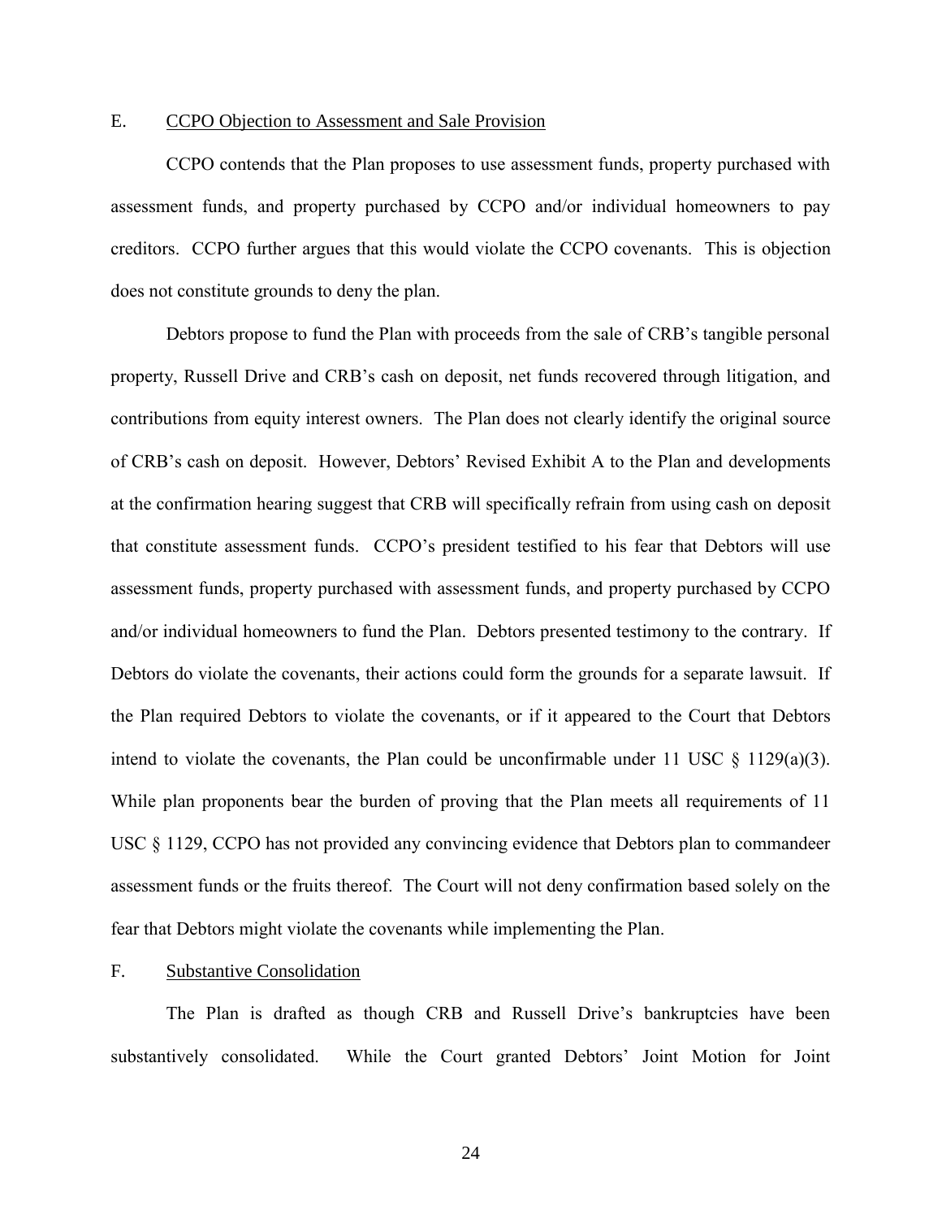E. CCPO Objection to Assessment and Sale Provision

CCPO contends that the Plan proposes to use assessment funds, property purchased with assessment funds, and property purchased by CCPO and/or individual homeowners to pay creditors. CCPO further argues that this would violate the CCPO covenants. This is objection does not constitute grounds to deny the plan.

Debtors propose to fund the Plan with proceeds from the sale of CRB's tangible personal property, Russell Drive and CRB's cash on deposit, net funds recovered through litigation, and contributions from equity interest owners. The Plan does not clearly identify the original source of CRB's cash on deposit. However, Debtors' Revised Exhibit A to the Plan and developments at the confirmation hearing suggest that CRB will specifically refrain from using cash on deposit that constitute assessment funds. CCPO's president testified to his fear that Debtors will use assessment funds, property purchased with assessment funds, and property purchased by CCPO and/or individual homeowners to fund the Plan. Debtors presented testimony to the contrary. If Debtors do violate the covenants, their actions could form the grounds for a separate lawsuit. If the Plan required Debtors to violate the covenants, or if it appeared to the Court that Debtors intend to violate the covenants, the Plan could be unconfirmable under 11 USC § 1129(a)(3). While plan proponents bear the burden of proving that the Plan meets all requirements of 11 USC § 1129, CCPO has not provided any convincing evidence that Debtors plan to commandeer assessment funds or the fruits thereof. The Court will not deny confirmation based solely on the fear that Debtors might violate the covenants while implementing the Plan.

F. Substantive Consolidation

The Plan is drafted as though CRB and Russell Drive's bankruptcies have been substantively consolidated. While the Court granted Debtors' Joint Motion for Joint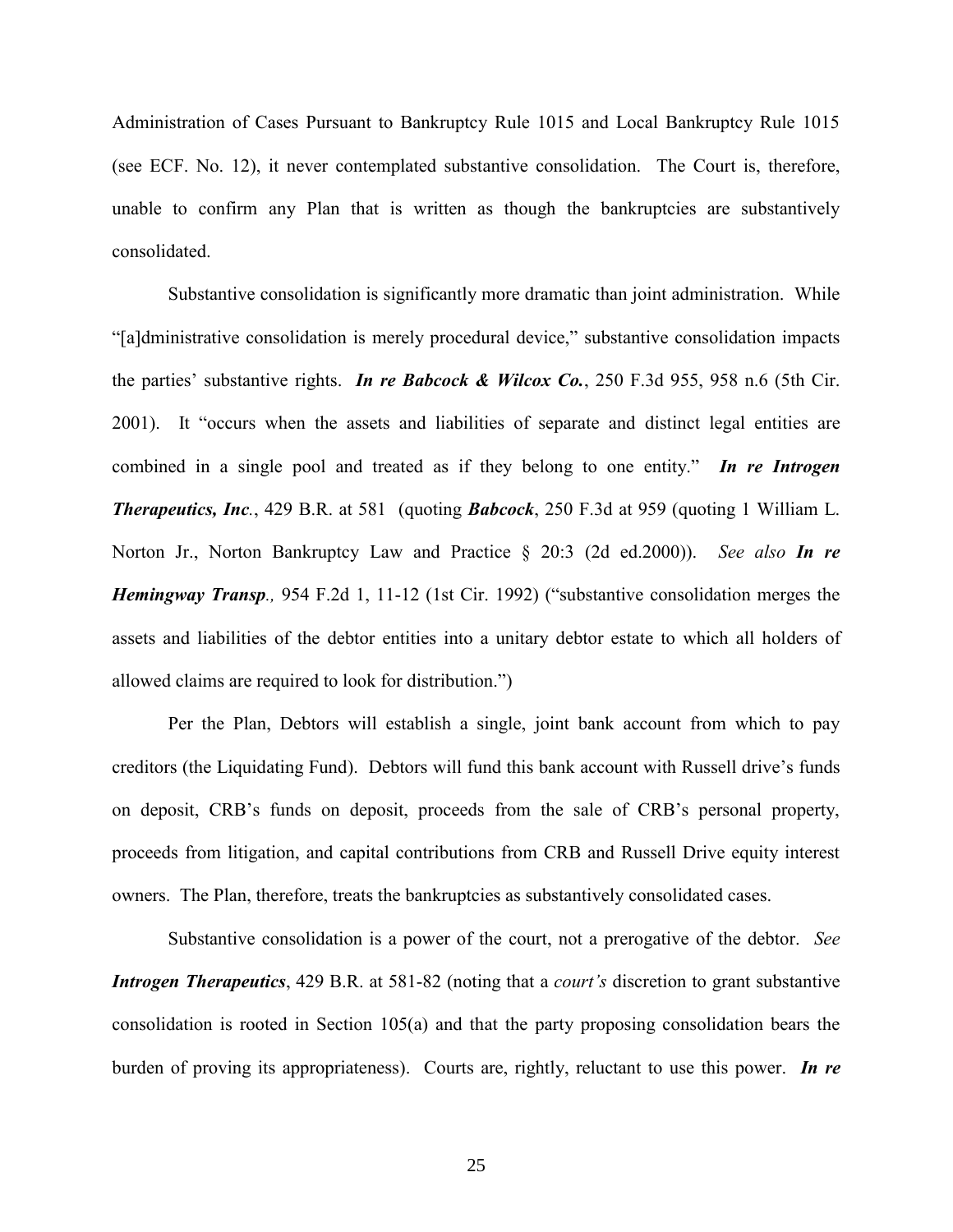Administration of Cases Pursuant to Bankruptcy Rule 1015 and Local Bankruptcy Rule 1015 (see ECF. No. 12), it never contemplated substantive consolidation. The Court is, therefore, unable to confirm any Plan that is written as though the bankruptcies are substantively consolidated.

Substantive consolidation is significantly more dramatic than joint administration. While "[a]dministrative consolidation is merely procedural device," substantive consolidation impacts the parties' substantive rights. ***In re Babcock & Wilcox Co.***, 250 F.3d 955, 958 n.6 (5th Cir. 2001). It "occurs when the assets and liabilities of separate and distinct legal entities are combined in a single pool and treated as if they belong to one entity." ***In re Introgen Therapeutics, Inc.***, 429 B.R. at 581 (quoting ***Babcock***, 250 F.3d at 959 (quoting 1 William L. Norton Jr., Norton Bankruptcy Law and Practice § 20:3 (2d ed.2000)). *See also* ***In re Hemingway Transp.,*** 954 F.2d 1, 11-12 (1st Cir. 1992) ("substantive consolidation merges the assets and liabilities of the debtor entities into a unitary debtor estate to which all holders of allowed claims are required to look for distribution.")

Per the Plan, Debtors will establish a single, joint bank account from which to pay creditors (the Liquidating Fund). Debtors will fund this bank account with Russell drive's funds on deposit, CRB's funds on deposit, proceeds from the sale of CRB's personal property, proceeds from litigation, and capital contributions from CRB and Russell Drive equity interest owners. The Plan, therefore, treats the bankruptcies as substantively consolidated cases.

Substantive consolidation is a power of the court, not a prerogative of the debtor. *See* ***Introgen Therapeutics***, 429 B.R. at 581-82 (noting that a *court's* discretion to grant substantive consolidation is rooted in Section 105(a) and that the party proposing consolidation bears the burden of proving its appropriateness). Courts are, rightly, reluctant to use this power. ***In re***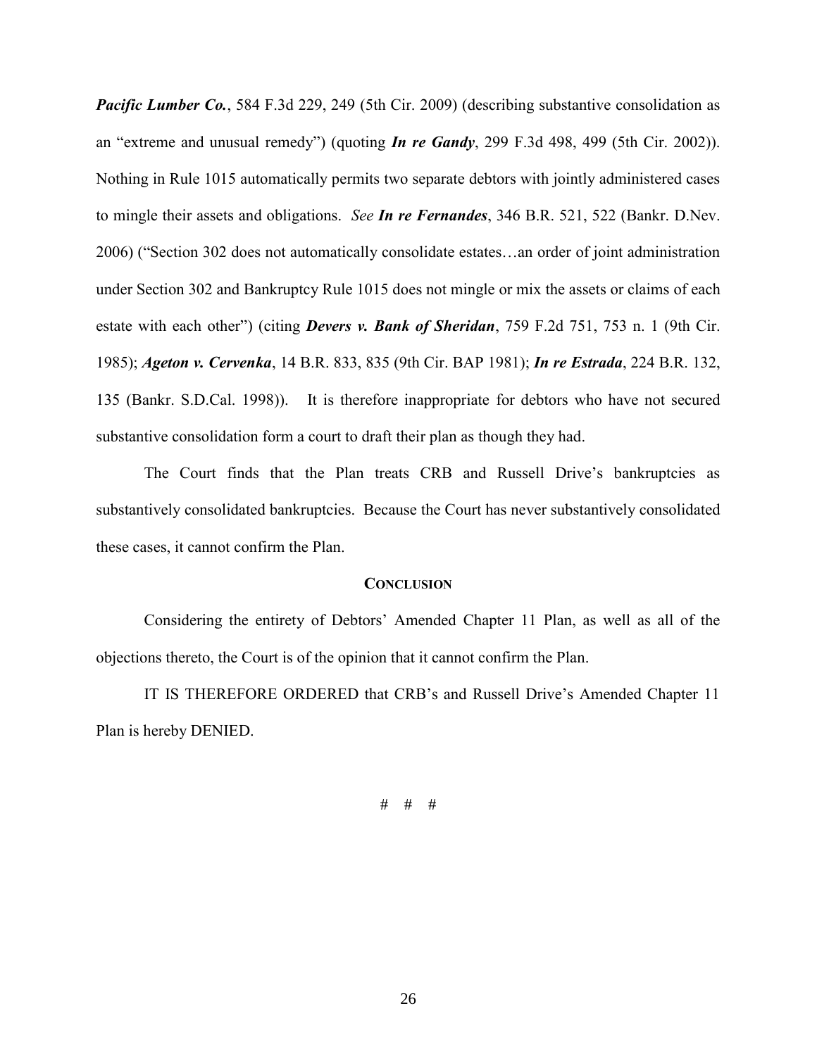***Pacific Lumber Co.***, 584 F.3d 229, 249 (5th Cir. 2009) (describing substantive consolidation as an "extreme and unusual remedy") (quoting ***In re Gandy***, 299 F.3d 498, 499 (5th Cir. 2002)). Nothing in Rule 1015 automatically permits two separate debtors with jointly administered cases to mingle their assets and obligations. *See* ***In re Fernandes***, 346 B.R. 521, 522 (Bankr. D.Nev. 2006) ("Section 302 does not automatically consolidate estates…an order of joint administration under Section 302 and Bankruptcy Rule 1015 does not mingle or mix the assets or claims of each estate with each other") (citing ***Devers v. Bank of Sheridan***, 759 F.2d 751, 753 n. 1 (9th Cir. 1985); ***Ageton v. Cervenka***, 14 B.R. 833, 835 (9th Cir. BAP 1981); ***In re Estrada***, 224 B.R. 132, 135 (Bankr. S.D.Cal. 1998)). It is therefore inappropriate for debtors who have not secured substantive consolidation form a court to draft their plan as though they had.

The Court finds that the Plan treats CRB and Russell Drive's bankruptcies as substantively consolidated bankruptcies. Because the Court has never substantively consolidated these cases, it cannot confirm the Plan.

## CONCLUSION

Considering the entirety of Debtors' Amended Chapter 11 Plan, as well as all of the objections thereto, the Court is of the opinion that it cannot confirm the Plan.

IT IS THEREFORE ORDERED that CRB's and Russell Drive's Amended Chapter 11 Plan is hereby DENIED.

# # #